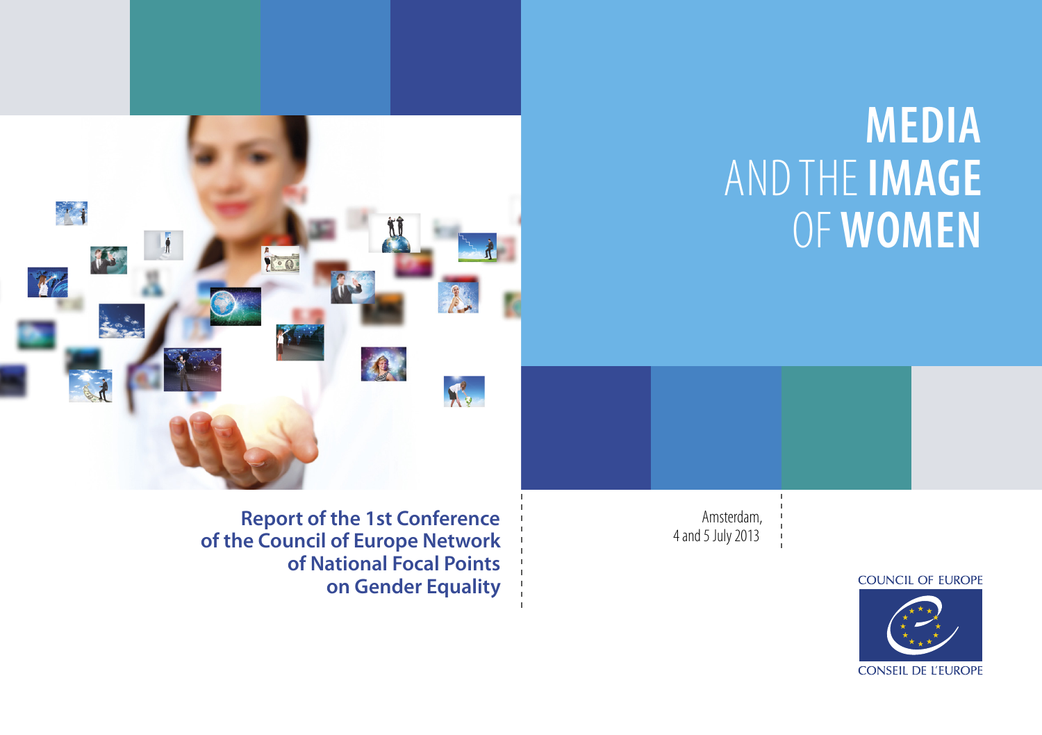# MEDIA AND THE IMAGE OF WOMEN

**Report of the 1st Conference of the Council of Europe Network of National Focal Points on Gender Equality**

Amsterdam,
4 and 5 July 2013

COUNCIL OF EUROPE

CONSEIL DE L'EUROPE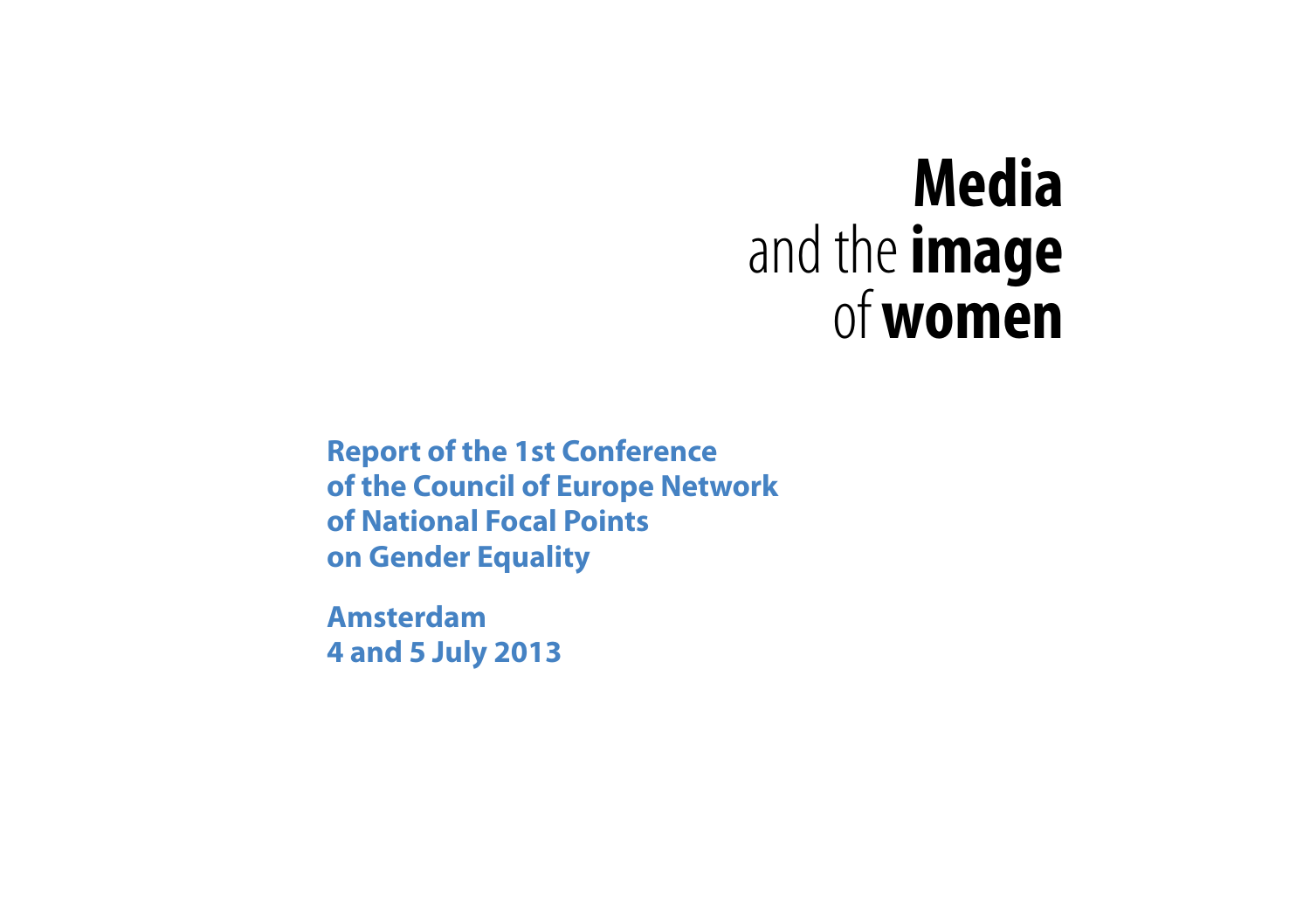# **Media** and the **image** of **women**

**Report of the 1st Conference of the Council of Europe Network of National Focal Points on Gender Equality**

**Amsterdam**
**4 and 5 July 2013**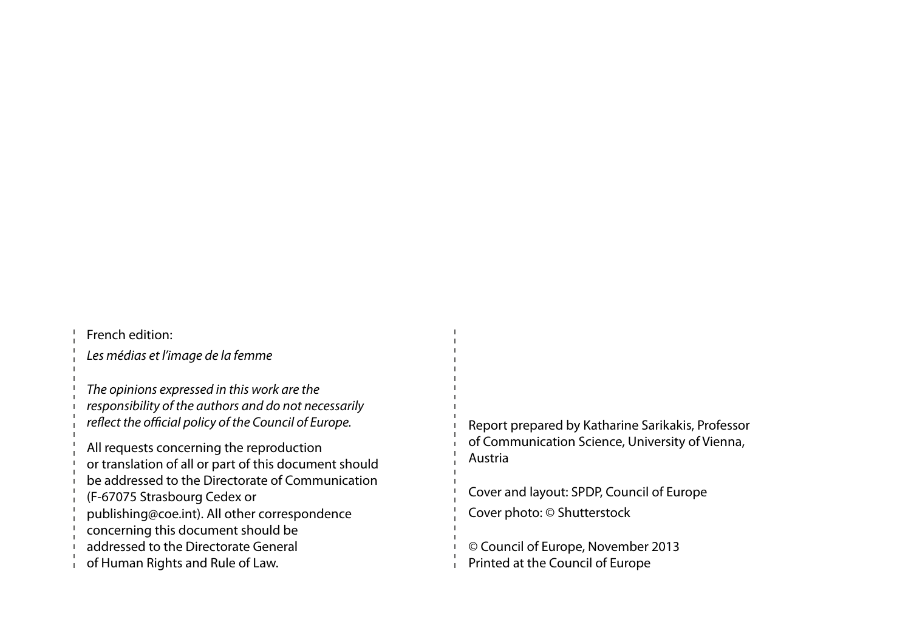French edition:

*Les médias et l'image de la femme*

*The opinions expressed in this work are the responsibility of the authors and do not necessarily reflect the official policy of the Council of Europe.*

All requests concerning the reproduction or translation of all or part of this document should be addressed to the Directorate of Communication (F-67075 Strasbourg Cedex or publishing@coe.int). All other correspondence concerning this document should be addressed to the Directorate General of Human Rights and Rule of Law.

Report prepared by Katharine Sarikakis, Professor of Communication Science, University of Vienna, Austria

Cover and layout: SPDP, Council of Europe

Cover photo: © Shutterstock

© Council of Europe, November 2013
Printed at the Council of Europe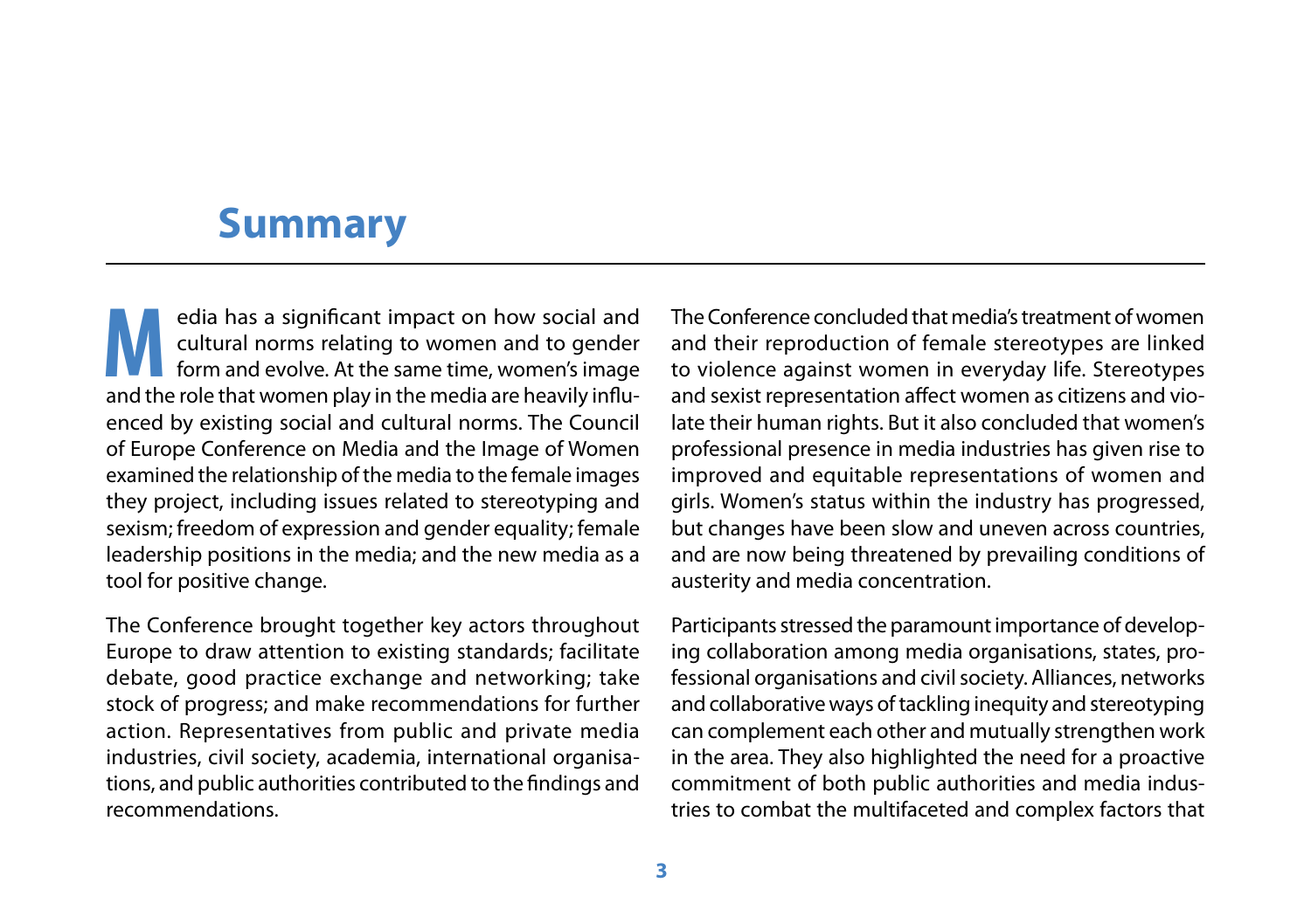# Summary

Media has a significant impact on how social and cultural norms relating to women and to gender form and evolve. At the same time, women's image and the role that women play in the media are heavily influenced by existing social and cultural norms. The Council of Europe Conference on Media and the Image of Women examined the relationship of the media to the female images they project, including issues related to stereotyping and sexism; freedom of expression and gender equality; female leadership positions in the media; and the new media as a tool for positive change.

The Conference brought together key actors throughout Europe to draw attention to existing standards; facilitate debate, good practice exchange and networking; take stock of progress; and make recommendations for further action. Representatives from public and private media industries, civil society, academia, international organisations, and public authorities contributed to the findings and recommendations.

The Conference concluded that media's treatment of women and their reproduction of female stereotypes are linked to violence against women in everyday life. Stereotypes and sexist representation affect women as citizens and violate their human rights. But it also concluded that women's professional presence in media industries has given rise to improved and equitable representations of women and girls. Women's status within the industry has progressed, but changes have been slow and uneven across countries, and are now being threatened by prevailing conditions of austerity and media concentration.

Participants stressed the paramount importance of developing collaboration among media organisations, states, professional organisations and civil society. Alliances, networks and collaborative ways of tackling inequity and stereotyping can complement each other and mutually strengthen work in the area. They also highlighted the need for a proactive commitment of both public authorities and media industries to combat the multifaceted and complex factors that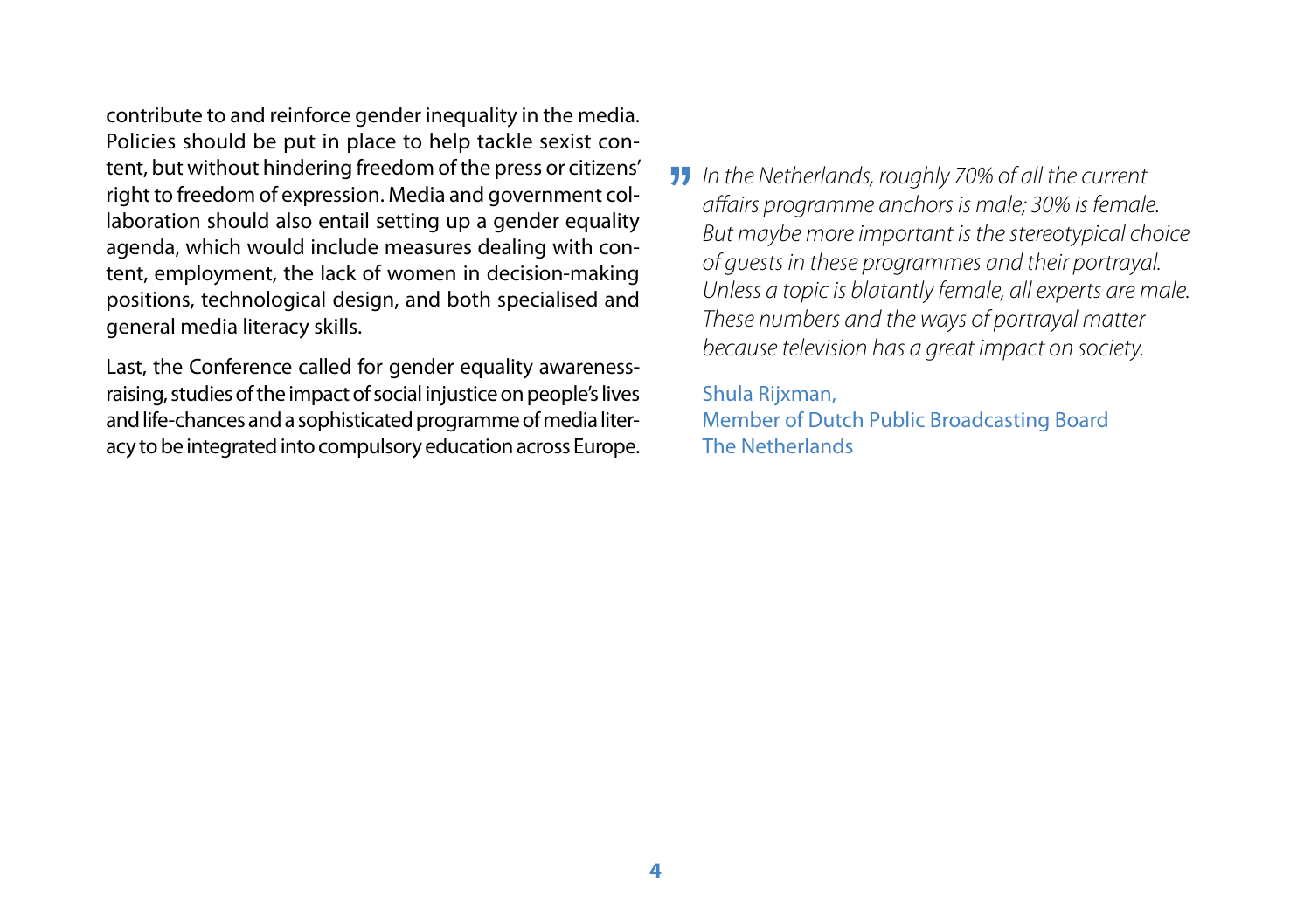contribute to and reinforce gender inequality in the media. Policies should be put in place to help tackle sexist content, but without hindering freedom of the press or citizens' right to freedom of expression. Media and government collaboration should also entail setting up a gender equality agenda, which would include measures dealing with content, employment, the lack of women in decision-making positions, technological design, and both specialised and general media literacy skills.

Last, the Conference called for gender equality awareness-raising, studies of the impact of social injustice on people's lives and life-chances and a sophisticated programme of media literacy to be integrated into compulsory education across Europe.

> *In the Netherlands, roughly 70% of all the current affairs programme anchors is male; 30% is female. But maybe more important is the stereotypical choice of guests in these programmes and their portrayal. Unless a topic is blatantly female, all experts are male. These numbers and the ways of portrayal matter because television has a great impact on society.*
>
> Shula Rijxman,
> Member of Dutch Public Broadcasting Board
> The Netherlands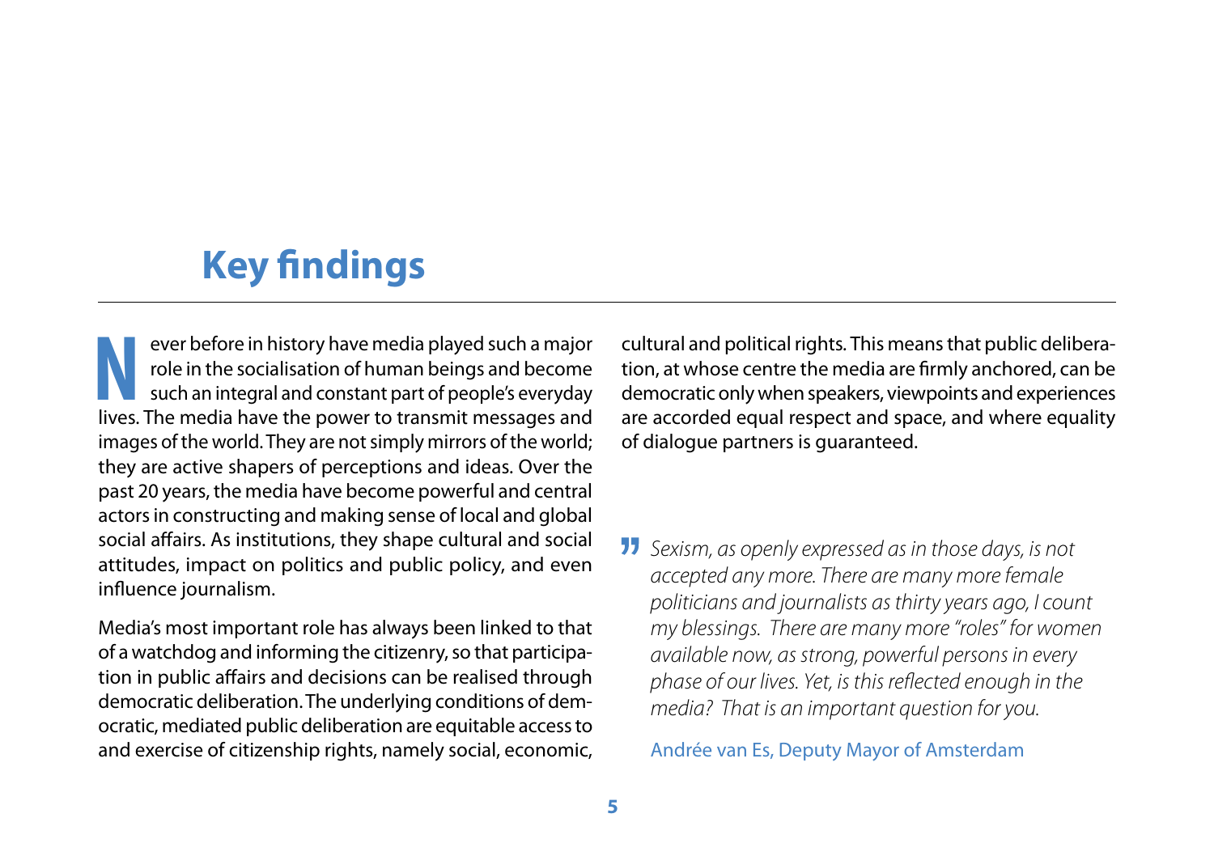# Key findings

Never before in history have media played such a major role in the socialisation of human beings and become such an integral and constant part of people's everyday lives. The media have the power to transmit messages and images of the world. They are not simply mirrors of the world; they are active shapers of perceptions and ideas. Over the past 20 years, the media have become powerful and central actors in constructing and making sense of local and global social affairs. As institutions, they shape cultural and social attitudes, impact on politics and public policy, and even influence journalism.

Media's most important role has always been linked to that of a watchdog and informing the citizenry, so that participation in public affairs and decisions can be realised through democratic deliberation. The underlying conditions of democratic, mediated public deliberation are equitable access to and exercise of citizenship rights, namely social, economic, cultural and political rights. This means that public deliberation, at whose centre the media are firmly anchored, can be democratic only when speakers, viewpoints and experiences are accorded equal respect and space, and where equality of dialogue partners is guaranteed.

> *Sexism, as openly expressed as in those days, is not accepted any more. There are many more female politicians and journalists as thirty years ago, I count my blessings. There are many more "roles" for women available now, as strong, powerful persons in every phase of our lives. Yet, is this reflected enough in the media? That is an important question for you.*
>
> Andrée van Es, Deputy Mayor of Amsterdam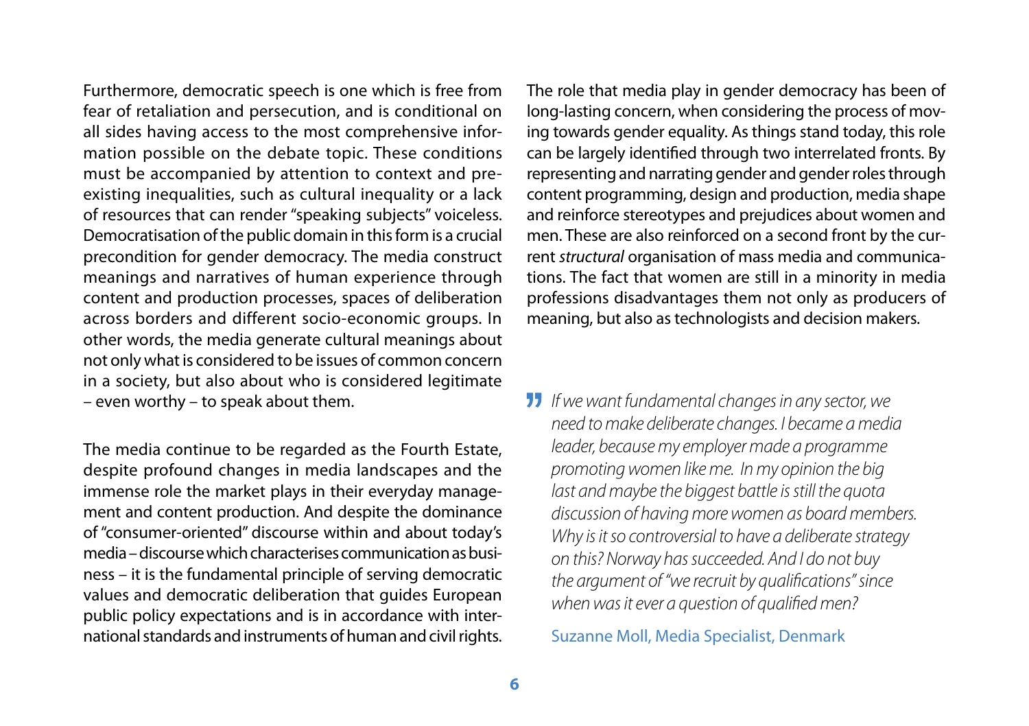Furthermore, democratic speech is one which is free from fear of retaliation and persecution, and is conditional on all sides having access to the most comprehensive information possible on the debate topic. These conditions must be accompanied by attention to context and pre-existing inequalities, such as cultural inequality or a lack of resources that can render "speaking subjects" voiceless. Democratisation of the public domain in this form is a crucial precondition for gender democracy. The media construct meanings and narratives of human experience through content and production processes, spaces of deliberation across borders and different socio-economic groups. In other words, the media generate cultural meanings about not only what is considered to be issues of common concern in a society, but also about who is considered legitimate – even worthy – to speak about them.

The media continue to be regarded as the Fourth Estate, despite profound changes in media landscapes and the immense role the market plays in their everyday management and content production. And despite the dominance of "consumer-oriented" discourse within and about today's media – discourse which characterises communication as business – it is the fundamental principle of serving democratic values and democratic deliberation that guides European public policy expectations and is in accordance with international standards and instruments of human and civil rights.

The role that media play in gender democracy has been of long-lasting concern, when considering the process of moving towards gender equality. As things stand today, this role can be largely identified through two interrelated fronts. By representing and narrating gender and gender roles through content programming, design and production, media shape and reinforce stereotypes and prejudices about women and men. These are also reinforced on a second front by the current *structural* organisation of mass media and communications. The fact that women are still in a minority in media professions disadvantages them not only as producers of meaning, but also as technologists and decision makers.

> *If we want fundamental changes in any sector, we need to make deliberate changes. I became a media leader, because my employer made a programme promoting women like me. In my opinion the big last and maybe the biggest battle is still the quota discussion of having more women as board members. Why is it so controversial to have a deliberate strategy on this? Norway has succeeded. And I do not buy the argument of "we recruit by qualifications" since when was it ever a question of qualified men?*
>
> Suzanne Moll, Media Specialist, Denmark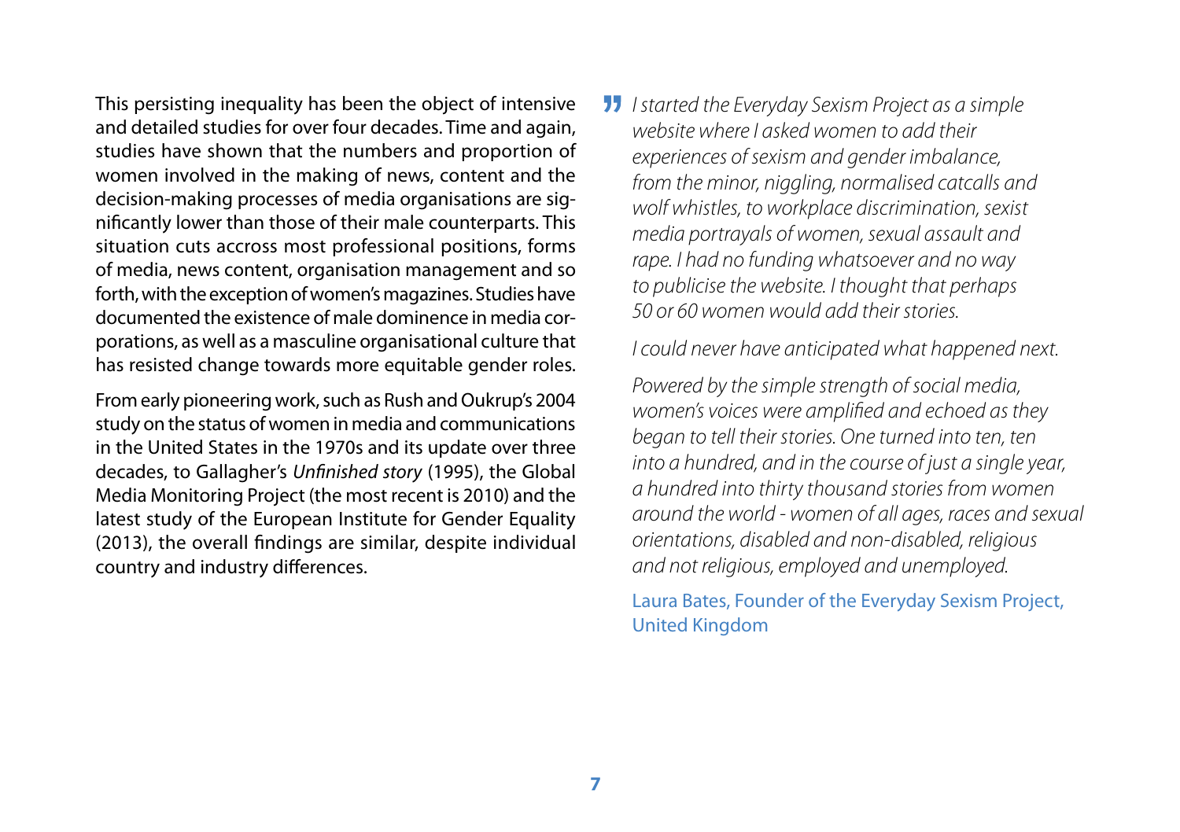This persisting inequality has been the object of intensive and detailed studies for over four decades. Time and again, studies have shown that the numbers and proportion of women involved in the making of news, content and the decision-making processes of media organisations are significantly lower than those of their male counterparts. This situation cuts accross most professional positions, forms of media, news content, organisation management and so forth, with the exception of women's magazines. Studies have documented the existence of male dominence in media corporations, as well as a masculine organisational culture that has resisted change towards more equitable gender roles.

From early pioneering work, such as Rush and Oukrup's 2004 study on the status of women in media and communications in the United States in the 1970s and its update over three decades, to Gallagher's *Unfinished story* (1995), the Global Media Monitoring Project (the most recent is 2010) and the latest study of the European Institute for Gender Equality (2013), the overall findings are similar, despite individual country and industry differences.

> *I started the Everyday Sexism Project as a simple website where I asked women to add their experiences of sexism and gender imbalance, from the minor, niggling, normalised catcalls and wolf whistles, to workplace discrimination, sexist media portrayals of women, sexual assault and rape. I had no funding whatsoever and no way to publicise the website. I thought that perhaps 50 or 60 women would add their stories.*
>
> *I could never have anticipated what happened next.*
>
> *Powered by the simple strength of social media, women's voices were amplified and echoed as they began to tell their stories. One turned into ten, ten into a hundred, and in the course of just a single year, a hundred into thirty thousand stories from women around the world - women of all ages, races and sexual orientations, disabled and non-disabled, religious and not religious, employed and unemployed.*
>
> Laura Bates, Founder of the Everyday Sexism Project, United Kingdom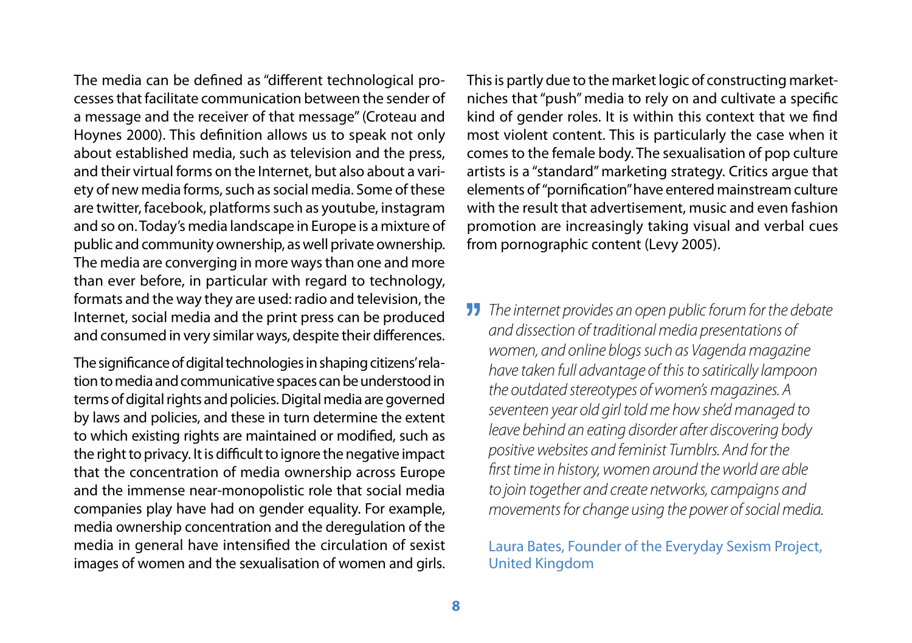The media can be defined as "different technological processes that facilitate communication between the sender of a message and the receiver of that message" (Croteau and Hoynes 2000). This definition allows us to speak not only about established media, such as television and the press, and their virtual forms on the Internet, but also about a variety of new media forms, such as social media. Some of these are twitter, facebook, platforms such as youtube, instagram and so on. Today's media landscape in Europe is a mixture of public and community ownership, as well private ownership. The media are converging in more ways than one and more than ever before, in particular with regard to technology, formats and the way they are used: radio and television, the Internet, social media and the print press can be produced and consumed in very similar ways, despite their differences.

The significance of digital technologies in shaping citizens' relation to media and communicative spaces can be understood in terms of digital rights and policies. Digital media are governed by laws and policies, and these in turn determine the extent to which existing rights are maintained or modified, such as the right to privacy. It is difficult to ignore the negative impact that the concentration of media ownership across Europe and the immense near-monopolistic role that social media companies play have had on gender equality. For example, media ownership concentration and the deregulation of the media in general have intensified the circulation of sexist images of women and the sexualisation of women and girls. This is partly due to the market logic of constructing market-niches that "push" media to rely on and cultivate a specific kind of gender roles. It is within this context that we find most violent content. This is particularly the case when it comes to the female body. The sexualisation of pop culture artists is a "standard" marketing strategy. Critics argue that elements of "pornification" have entered mainstream culture with the result that advertisement, music and even fashion promotion are increasingly taking visual and verbal cues from pornographic content (Levy 2005).

> *The internet provides an open public forum for the debate and dissection of traditional media presentations of women, and online blogs such as Vagenda magazine have taken full advantage of this to satirically lampoon the outdated stereotypes of women's magazines. A seventeen year old girl told me how she'd managed to leave behind an eating disorder after discovering body positive websites and feminist Tumblrs. And for the first time in history, women around the world are able to join together and create networks, campaigns and movements for change using the power of social media.*
>
> Laura Bates, Founder of the Everyday Sexism Project, United Kingdom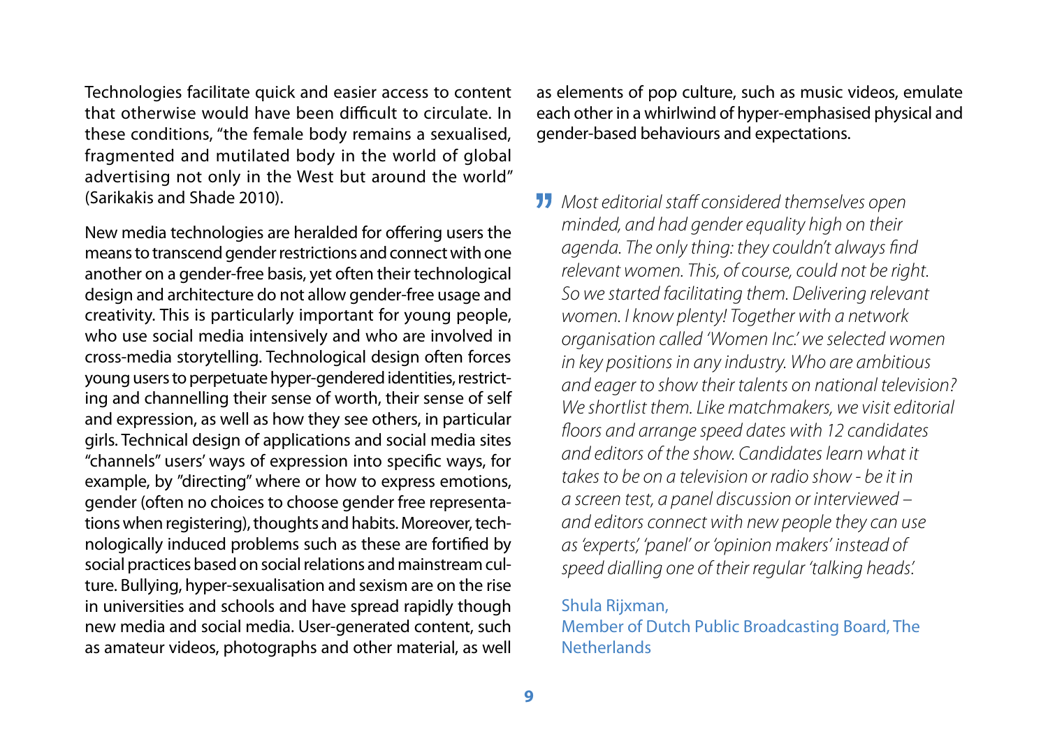Technologies facilitate quick and easier access to content that otherwise would have been difficult to circulate. In these conditions, "the female body remains a sexualised, fragmented and mutilated body in the world of global advertising not only in the West but around the world" (Sarikakis and Shade 2010).

New media technologies are heralded for offering users the means to transcend gender restrictions and connect with one another on a gender-free basis, yet often their technological design and architecture do not allow gender-free usage and creativity. This is particularly important for young people, who use social media intensively and who are involved in cross-media storytelling. Technological design often forces young users to perpetuate hyper-gendered identities, restricting and channelling their sense of worth, their sense of self and expression, as well as how they see others, in particular girls. Technical design of applications and social media sites "channels" users' ways of expression into specific ways, for example, by "directing" where or how to express emotions, gender (often no choices to choose gender free representations when registering), thoughts and habits. Moreover, technologically induced problems such as these are fortified by social practices based on social relations and mainstream culture. Bullying, hyper-sexualisation and sexism are on the rise in universities and schools and have spread rapidly though new media and social media. User-generated content, such as amateur videos, photographs and other material, as well as elements of pop culture, such as music videos, emulate each other in a whirlwind of hyper-emphasised physical and gender-based behaviours and expectations.

> *Most editorial staff considered themselves open minded, and had gender equality high on their agenda. The only thing: they couldn't always find relevant women. This, of course, could not be right. So we started facilitating them. Delivering relevant women. I know plenty! Together with a network organisation called 'Women Inc.' we selected women in key positions in any industry. Who are ambitious and eager to show their talents on national television? We shortlist them. Like matchmakers, we visit editorial floors and arrange speed dates with 12 candidates and editors of the show. Candidates learn what it takes to be on a television or radio show - be it in a screen test, a panel discussion or interviewed – and editors connect with new people they can use as 'experts', 'panel' or 'opinion makers' instead of speed dialling one of their regular 'talking heads'.*
>
> Shula Rijxman,
> Member of Dutch Public Broadcasting Board, The Netherlands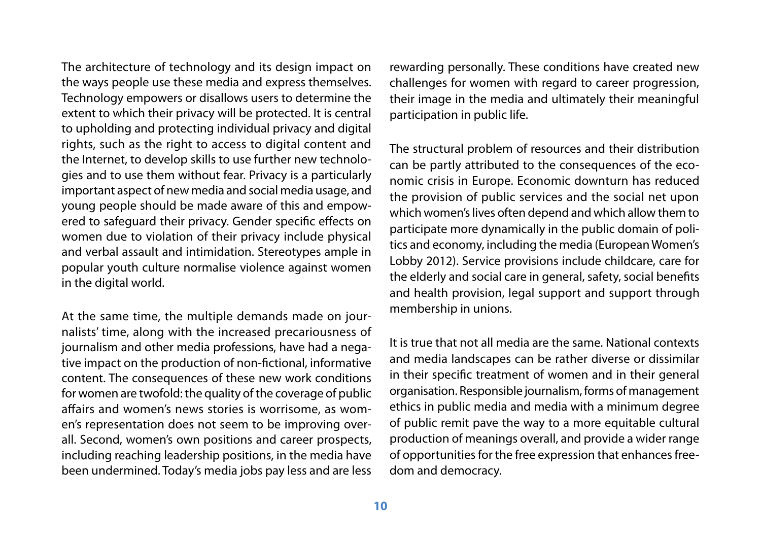The architecture of technology and its design impact on the ways people use these media and express themselves. Technology empowers or disallows users to determine the extent to which their privacy will be protected. It is central to upholding and protecting individual privacy and digital rights, such as the right to access to digital content and the Internet, to develop skills to use further new technologies and to use them without fear. Privacy is a particularly important aspect of new media and social media usage, and young people should be made aware of this and empowered to safeguard their privacy. Gender specific effects on women due to violation of their privacy include physical and verbal assault and intimidation. Stereotypes ample in popular youth culture normalise violence against women in the digital world.

At the same time, the multiple demands made on journalists' time, along with the increased precariousness of journalism and other media professions, have had a negative impact on the production of non-fictional, informative content. The consequences of these new work conditions for women are twofold: the quality of the coverage of public affairs and women's news stories is worrisome, as women's representation does not seem to be improving overall. Second, women's own positions and career prospects, including reaching leadership positions, in the media have been undermined. Today's media jobs pay less and are less rewarding personally. These conditions have created new challenges for women with regard to career progression, their image in the media and ultimately their meaningful participation in public life.

The structural problem of resources and their distribution can be partly attributed to the consequences of the economic crisis in Europe. Economic downturn has reduced the provision of public services and the social net upon which women's lives often depend and which allow them to participate more dynamically in the public domain of politics and economy, including the media (European Women's Lobby 2012). Service provisions include childcare, care for the elderly and social care in general, safety, social benefits and health provision, legal support and support through membership in unions.

It is true that not all media are the same. National contexts and media landscapes can be rather diverse or dissimilar in their specific treatment of women and in their general organisation. Responsible journalism, forms of management ethics in public media and media with a minimum degree of public remit pave the way to a more equitable cultural production of meanings overall, and provide a wider range of opportunities for the free expression that enhances freedom and democracy.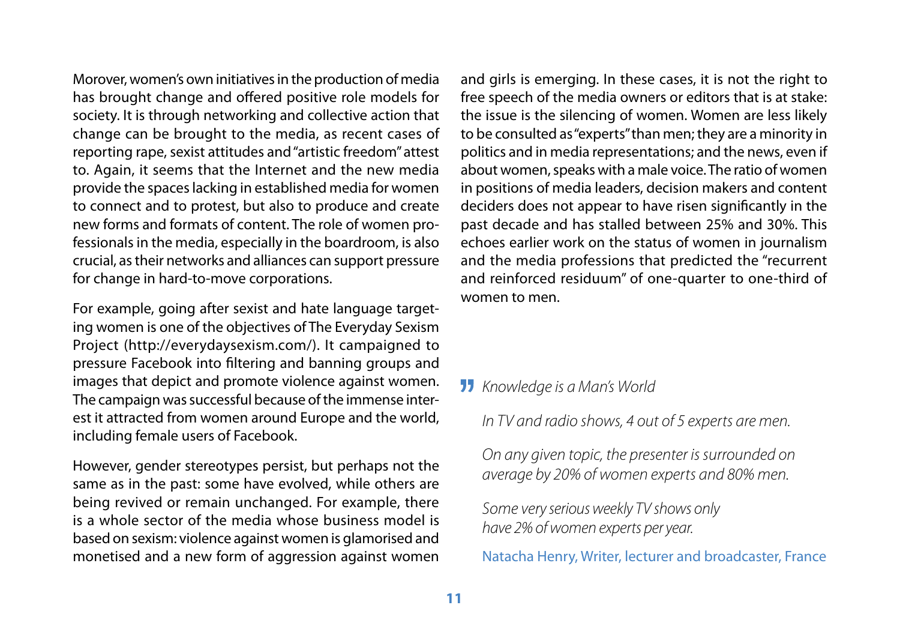Morover, women's own initiatives in the production of media has brought change and offered positive role models for society. It is through networking and collective action that change can be brought to the media, as recent cases of reporting rape, sexist attitudes and "artistic freedom" attest to. Again, it seems that the Internet and the new media provide the spaces lacking in established media for women to connect and to protest, but also to produce and create new forms and formats of content. The role of women professionals in the media, especially in the boardroom, is also crucial, as their networks and alliances can support pressure for change in hard-to-move corporations.

For example, going after sexist and hate language targeting women is one of the objectives of The Everyday Sexism Project (http://everydaysexism.com/). It campaigned to pressure Facebook into filtering and banning groups and images that depict and promote violence against women. The campaign was successful because of the immense interest it attracted from women around Europe and the world, including female users of Facebook.

However, gender stereotypes persist, but perhaps not the same as in the past: some have evolved, while others are being revived or remain unchanged. For example, there is a whole sector of the media whose business model is based on sexism: violence against women is glamorised and monetised and a new form of aggression against women and girls is emerging. In these cases, it is not the right to free speech of the media owners or editors that is at stake: the issue is the silencing of women. Women are less likely to be consulted as "experts" than men; they are a minority in politics and in media representations; and the news, even if about women, speaks with a male voice. The ratio of women in positions of media leaders, decision makers and content deciders does not appear to have risen significantly in the past decade and has stalled between 25% and 30%. This echoes earlier work on the status of women in journalism and the media professions that predicted the "recurrent and reinforced residuum" of one-quarter to one-third of women to men.

> *Knowledge is a Man's World*
>
> *In TV and radio shows, 4 out of 5 experts are men.*
>
> *On any given topic, the presenter is surrounded on average by 20% of women experts and 80% men.*
>
> *Some very serious weekly TV shows only have 2% of women experts per year.*
>
> Natacha Henry, Writer, lecturer and broadcaster, France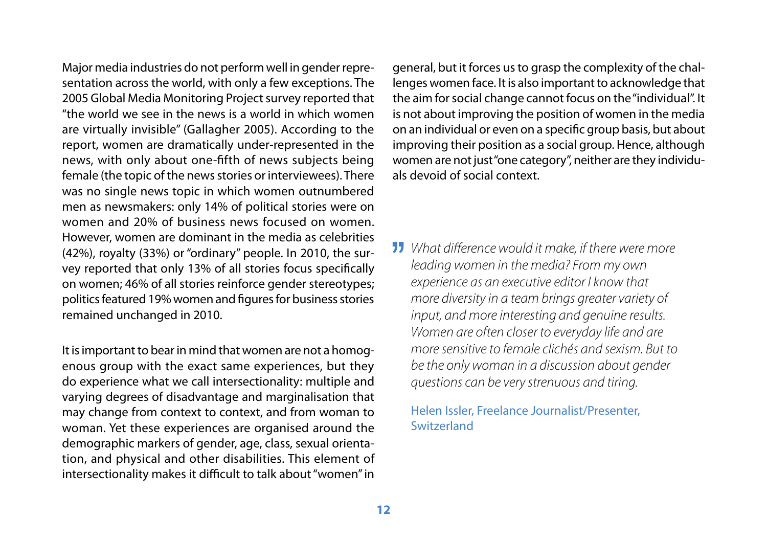Major media industries do not perform well in gender representation across the world, with only a few exceptions. The 2005 Global Media Monitoring Project survey reported that "the world we see in the news is a world in which women are virtually invisible" (Gallagher 2005). According to the report, women are dramatically under-represented in the news, with only about one-fifth of news subjects being female (the topic of the news stories or interviewees). There was no single news topic in which women outnumbered men as newsmakers: only 14% of political stories were on women and 20% of business news focused on women. However, women are dominant in the media as celebrities (42%), royalty (33%) or "ordinary" people. In 2010, the survey reported that only 13% of all stories focus specifically on women; 46% of all stories reinforce gender stereotypes; politics featured 19% women and figures for business stories remained unchanged in 2010.

It is important to bear in mind that women are not a homogenous group with the exact same experiences, but they do experience what we call intersectionality: multiple and varying degrees of disadvantage and marginalisation that may change from context to context, and from woman to woman. Yet these experiences are organised around the demographic markers of gender, age, class, sexual orientation, and physical and other disabilities. This element of intersectionality makes it difficult to talk about "women" in general, but it forces us to grasp the complexity of the challenges women face. It is also important to acknowledge that the aim for social change cannot focus on the "individual". It is not about improving the position of women in the media on an individual or even on a specific group basis, but about improving their position as a social group. Hence, although women are not just "one category", neither are they individuals devoid of social context.

> *What difference would it make, if there were more leading women in the media? From my own experience as an executive editor I know that more diversity in a team brings greater variety of input, and more interesting and genuine results. Women are often closer to everyday life and are more sensitive to female clichés and sexism. But to be the only woman in a discussion about gender questions can be very strenuous and tiring.*
>
> Helen Issler, Freelance Journalist/Presenter, Switzerland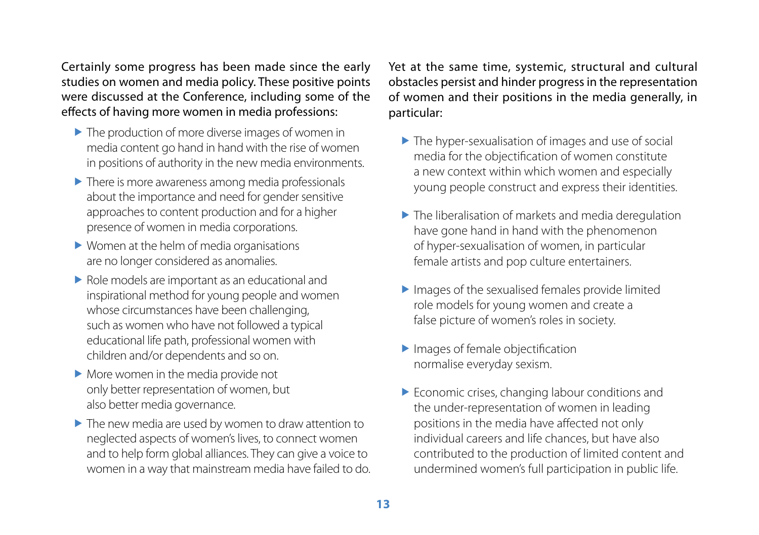Certainly some progress has been made since the early studies on women and media policy. These positive points were discussed at the Conference, including some of the effects of having more women in media professions:

- The production of more diverse images of women in media content go hand in hand with the rise of women in positions of authority in the new media environments.
- There is more awareness among media professionals about the importance and need for gender sensitive approaches to content production and for a higher presence of women in media corporations.
- Women at the helm of media organisations are no longer considered as anomalies.
- Role models are important as an educational and inspirational method for young people and women whose circumstances have been challenging, such as women who have not followed a typical educational life path, professional women with children and/or dependents and so on.
- More women in the media provide not only better representation of women, but also better media governance.
- The new media are used by women to draw attention to neglected aspects of women's lives, to connect women and to help form global alliances. They can give a voice to women in a way that mainstream media have failed to do.

Yet at the same time, systemic, structural and cultural obstacles persist and hinder progress in the representation of women and their positions in the media generally, in particular:

- The hyper-sexualisation of images and use of social media for the objectification of women constitute a new context within which women and especially young people construct and express their identities.
- The liberalisation of markets and media deregulation have gone hand in hand with the phenomenon of hyper-sexualisation of women, in particular female artists and pop culture entertainers.
- Images of the sexualised females provide limited role models for young women and create a false picture of women's roles in society.
- Images of female objectification normalise everyday sexism.
- Economic crises, changing labour conditions and the under-representation of women in leading positions in the media have affected not only individual careers and life chances, but have also contributed to the production of limited content and undermined women's full participation in public life.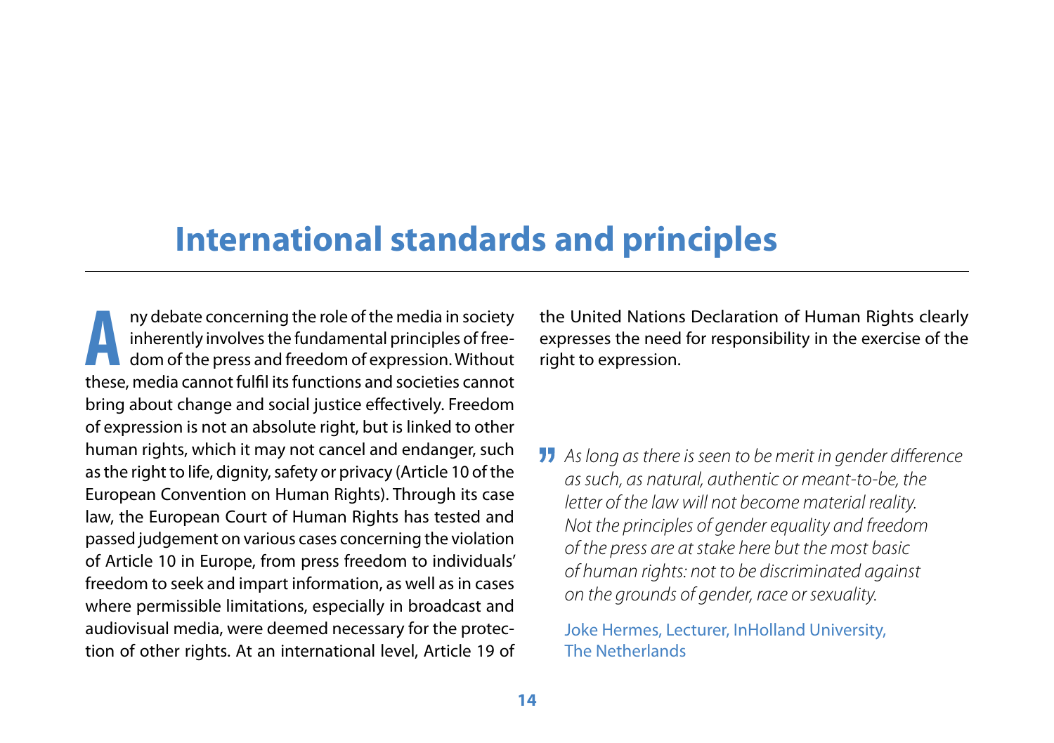# International standards and principles

Any debate concerning the role of the media in society inherently involves the fundamental principles of freedom of the press and freedom of expression. Without these, media cannot fulfil its functions and societies cannot bring about change and social justice effectively. Freedom of expression is not an absolute right, but is linked to other human rights, which it may not cancel and endanger, such as the right to life, dignity, safety or privacy (Article 10 of the European Convention on Human Rights). Through its case law, the European Court of Human Rights has tested and passed judgement on various cases concerning the violation of Article 10 in Europe, from press freedom to individuals' freedom to seek and impart information, as well as in cases where permissible limitations, especially in broadcast and audiovisual media, were deemed necessary for the protection of other rights. At an international level, Article 19 of the United Nations Declaration of Human Rights clearly expresses the need for responsibility in the exercise of the right to expression.

> *As long as there is seen to be merit in gender difference as such, as natural, authentic or meant-to-be, the letter of the law will not become material reality. Not the principles of gender equality and freedom of the press are at stake here but the most basic of human rights: not to be discriminated against on the grounds of gender, race or sexuality.*
>
> Joke Hermes, Lecturer, InHolland University, The Netherlands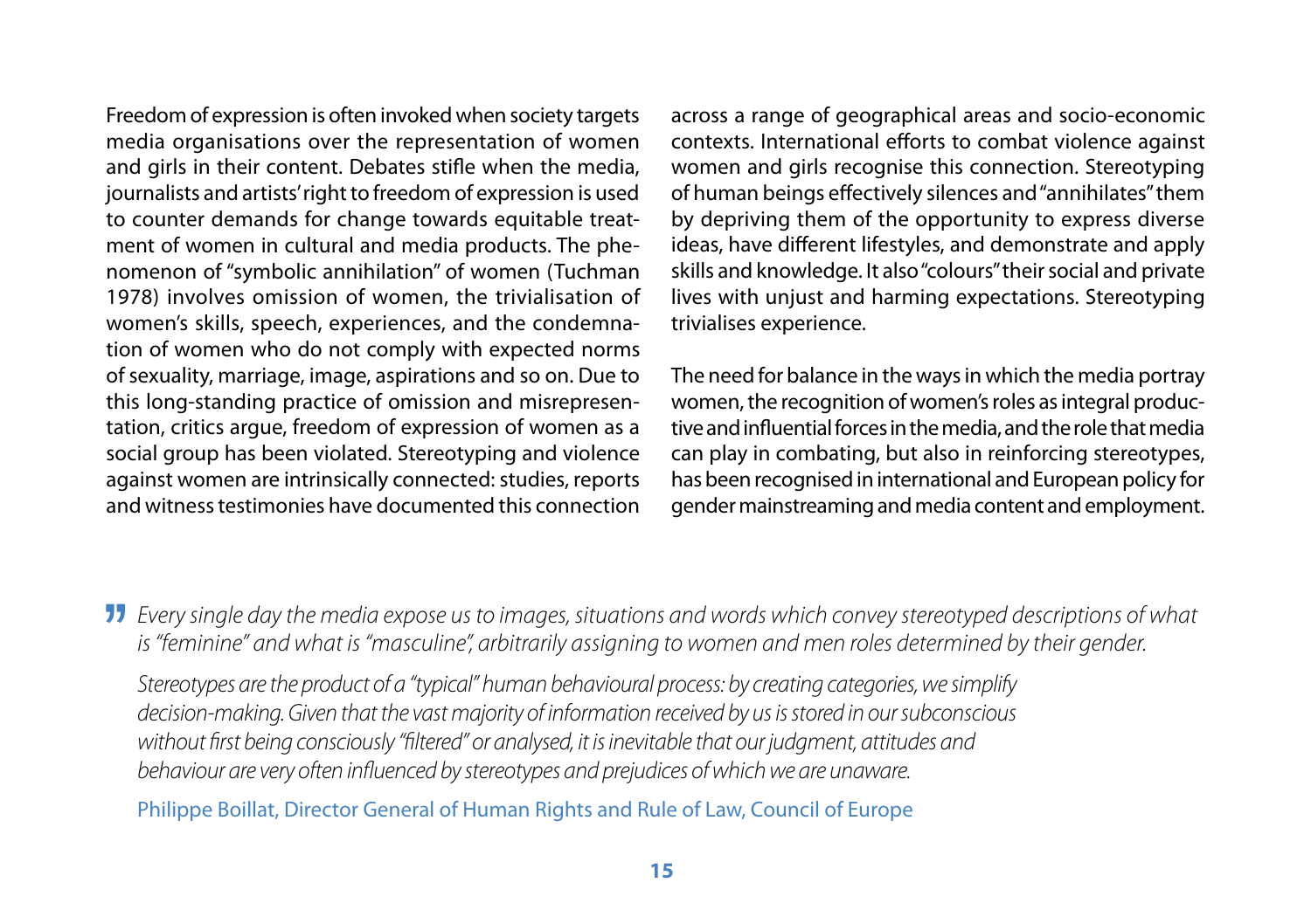Freedom of expression is often invoked when society targets media organisations over the representation of women and girls in their content. Debates stifle when the media, journalists and artists' right to freedom of expression is used to counter demands for change towards equitable treatment of women in cultural and media products. The phenomenon of "symbolic annihilation" of women (Tuchman 1978) involves omission of women, the trivialisation of women's skills, speech, experiences, and the condemnation of women who do not comply with expected norms of sexuality, marriage, image, aspirations and so on. Due to this long-standing practice of omission and misrepresentation, critics argue, freedom of expression of women as a social group has been violated. Stereotyping and violence against women are intrinsically connected: studies, reports and witness testimonies have documented this connection across a range of geographical areas and socio-economic contexts. International efforts to combat violence against women and girls recognise this connection. Stereotyping of human beings effectively silences and "annihilates" them by depriving them of the opportunity to express diverse ideas, have different lifestyles, and demonstrate and apply skills and knowledge. It also "colours" their social and private lives with unjust and harming expectations. Stereotyping trivialises experience.

The need for balance in the ways in which the media portray women, the recognition of women's roles as integral productive and influential forces in the media, and the role that media can play in combating, but also in reinforcing stereotypes, has been recognised in international and European policy for gender mainstreaming and media content and employment.

> *Every single day the media expose us to images, situations and words which convey stereotyped descriptions of what is "feminine" and what is "masculine", arbitrarily assigning to women and men roles determined by their gender.*
>
> *Stereotypes are the product of a "typical" human behavioural process: by creating categories, we simplify decision-making. Given that the vast majority of information received by us is stored in our subconscious without first being consciously "filtered" or analysed, it is inevitable that our judgment, attitudes and behaviour are very often influenced by stereotypes and prejudices of which we are unaware.*
>
> Philippe Boillat, Director General of Human Rights and Rule of Law, Council of Europe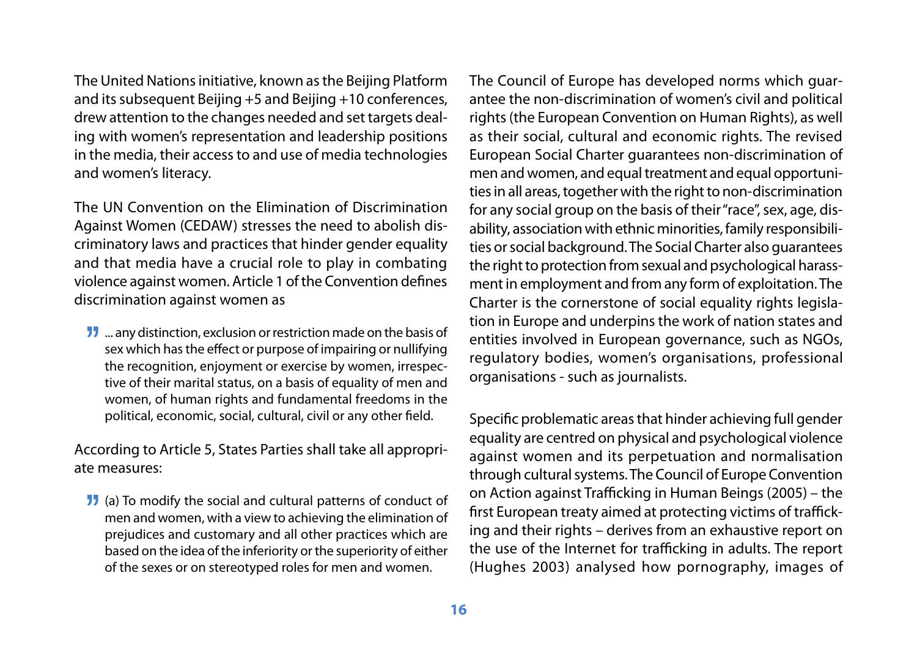The United Nations initiative, known as the Beijing Platform and its subsequent Beijing +5 and Beijing +10 conferences, drew attention to the changes needed and set targets dealing with women's representation and leadership positions in the media, their access to and use of media technologies and women's literacy.

The UN Convention on the Elimination of Discrimination Against Women (CEDAW) stresses the need to abolish discriminatory laws and practices that hinder gender equality and that media have a crucial role to play in combating violence against women. Article 1 of the Convention defines discrimination against women as

> ... any distinction, exclusion or restriction made on the basis of sex which has the effect or purpose of impairing or nullifying the recognition, enjoyment or exercise by women, irrespective of their marital status, on a basis of equality of men and women, of human rights and fundamental freedoms in the political, economic, social, cultural, civil or any other field.

According to Article 5, States Parties shall take all appropriate measures:

> (a) To modify the social and cultural patterns of conduct of men and women, with a view to achieving the elimination of prejudices and customary and all other practices which are based on the idea of the inferiority or the superiority of either of the sexes or on stereotyped roles for men and women.

The Council of Europe has developed norms which guarantee the non-discrimination of women's civil and political rights (the European Convention on Human Rights), as well as their social, cultural and economic rights. The revised European Social Charter guarantees non-discrimination of men and women, and equal treatment and equal opportunities in all areas, together with the right to non-discrimination for any social group on the basis of their "race", sex, age, disability, association with ethnic minorities, family responsibilities or social background. The Social Charter also guarantees the right to protection from sexual and psychological harassment in employment and from any form of exploitation. The Charter is the cornerstone of social equality rights legislation in Europe and underpins the work of nation states and entities involved in European governance, such as NGOs, regulatory bodies, women's organisations, professional organisations - such as journalists.

Specific problematic areas that hinder achieving full gender equality are centred on physical and psychological violence against women and its perpetuation and normalisation through cultural systems. The Council of Europe Convention on Action against Trafficking in Human Beings (2005) – the first European treaty aimed at protecting victims of trafficking and their rights – derives from an exhaustive report on the use of the Internet for trafficking in adults. The report (Hughes 2003) analysed how pornography, images of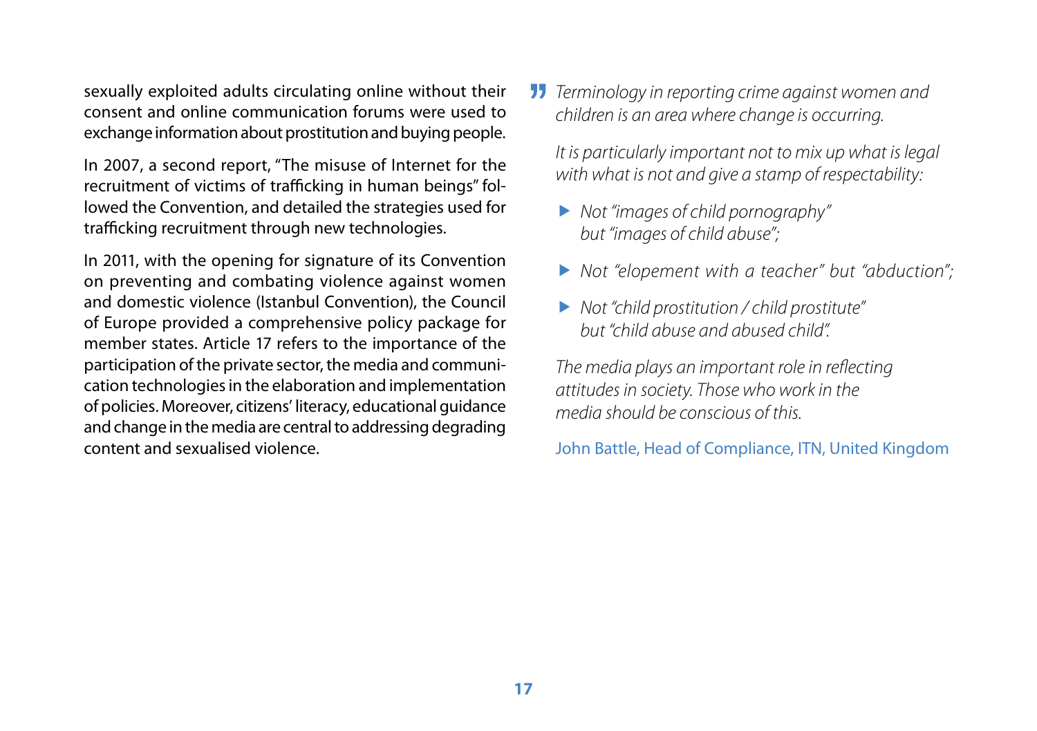sexually exploited adults circulating online without their consent and online communication forums were used to exchange information about prostitution and buying people.

In 2007, a second report, "The misuse of Internet for the recruitment of victims of trafficking in human beings" followed the Convention, and detailed the strategies used for trafficking recruitment through new technologies.

In 2011, with the opening for signature of its Convention on preventing and combating violence against women and domestic violence (Istanbul Convention), the Council of Europe provided a comprehensive policy package for member states. Article 17 refers to the importance of the participation of the private sector, the media and communication technologies in the elaboration and implementation of policies. Moreover, citizens' literacy, educational guidance and change in the media are central to addressing degrading content and sexualised violence.

> *Terminology in reporting crime against women and children is an area where change is occurring.*
>
> *It is particularly important not to mix up what is legal with what is not and give a stamp of respectability:*
>
> - *Not "images of child pornography" but "images of child abuse";*
> - *Not "elopement with a teacher" but "abduction";*
> - *Not "child prostitution / child prostitute" but "child abuse and abused child".*
>
> *The media plays an important role in reflecting attitudes in society. Those who work in the media should be conscious of this.*
>
> John Battle, Head of Compliance, ITN, United Kingdom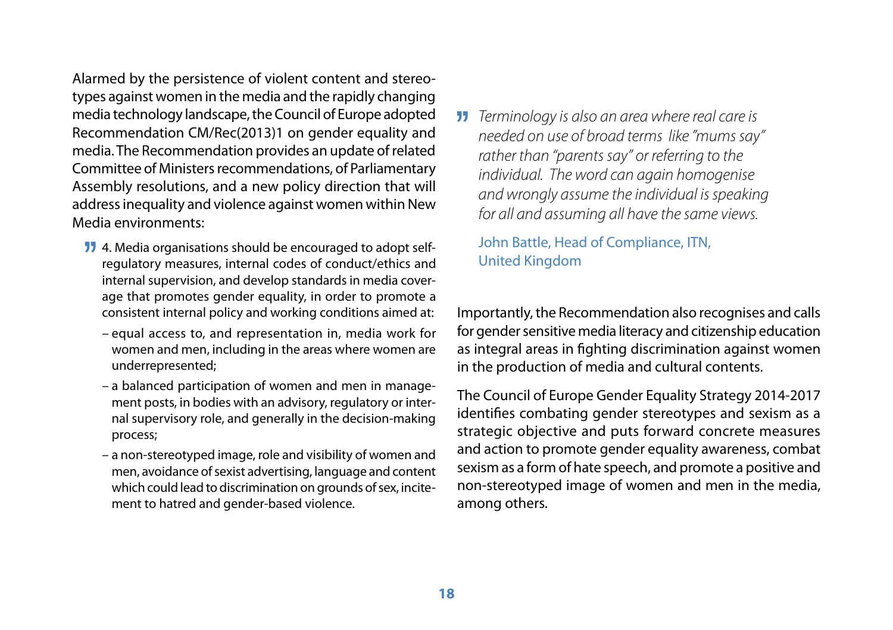Alarmed by the persistence of violent content and stereotypes against women in the media and the rapidly changing media technology landscape, the Council of Europe adopted Recommendation CM/Rec(2013)1 on gender equality and media. The Recommendation provides an update of related Committee of Ministers recommendations, of Parliamentary Assembly resolutions, and a new policy direction that will address inequality and violence against women within New Media environments:

> 4. Media organisations should be encouraged to adopt self-regulatory measures, internal codes of conduct/ethics and internal supervision, and develop standards in media coverage that promotes gender equality, in order to promote a consistent internal policy and working conditions aimed at:
>
> – equal access to, and representation in, media work for women and men, including in the areas where women are underrepresented;
>
> – a balanced participation of women and men in management posts, in bodies with an advisory, regulatory or internal supervisory role, and generally in the decision-making process;
>
> – a non-stereotyped image, role and visibility of women and men, avoidance of sexist advertising, language and content which could lead to discrimination on grounds of sex, incitement to hatred and gender-based violence.

> *Terminology is also an area where real care is needed on use of broad terms like "mums say" rather than "parents say" or referring to the individual. The word can again homogenise and wrongly assume the individual is speaking for all and assuming all have the same views.*
>
> John Battle, Head of Compliance, ITN, United Kingdom

Importantly, the Recommendation also recognises and calls for gender sensitive media literacy and citizenship education as integral areas in fighting discrimination against women in the production of media and cultural contents.

The Council of Europe Gender Equality Strategy 2014-2017 identifies combating gender stereotypes and sexism as a strategic objective and puts forward concrete measures and action to promote gender equality awareness, combat sexism as a form of hate speech, and promote a positive and non-stereotyped image of women and men in the media, among others.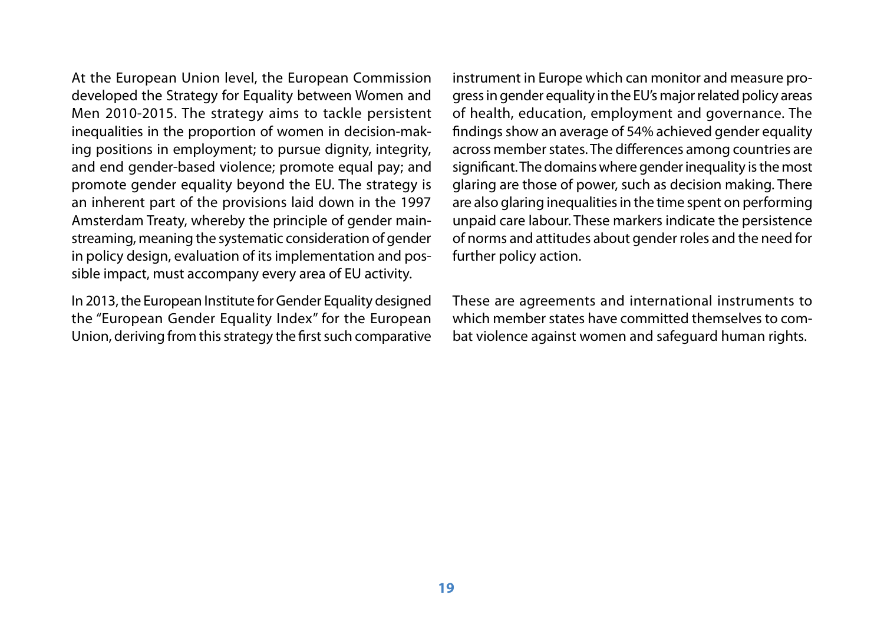At the European Union level, the European Commission developed the Strategy for Equality between Women and Men 2010-2015. The strategy aims to tackle persistent inequalities in the proportion of women in decision-making positions in employment; to pursue dignity, integrity, and end gender-based violence; promote equal pay; and promote gender equality beyond the EU. The strategy is an inherent part of the provisions laid down in the 1997 Amsterdam Treaty, whereby the principle of gender mainstreaming, meaning the systematic consideration of gender in policy design, evaluation of its implementation and possible impact, must accompany every area of EU activity.

In 2013, the European Institute for Gender Equality designed the "European Gender Equality Index" for the European Union, deriving from this strategy the first such comparative instrument in Europe which can monitor and measure progress in gender equality in the EU's major related policy areas of health, education, employment and governance. The findings show an average of 54% achieved gender equality across member states. The differences among countries are significant. The domains where gender inequality is the most glaring are those of power, such as decision making. There are also glaring inequalities in the time spent on performing unpaid care labour. These markers indicate the persistence of norms and attitudes about gender roles and the need for further policy action.

These are agreements and international instruments to which member states have committed themselves to combat violence against women and safeguard human rights.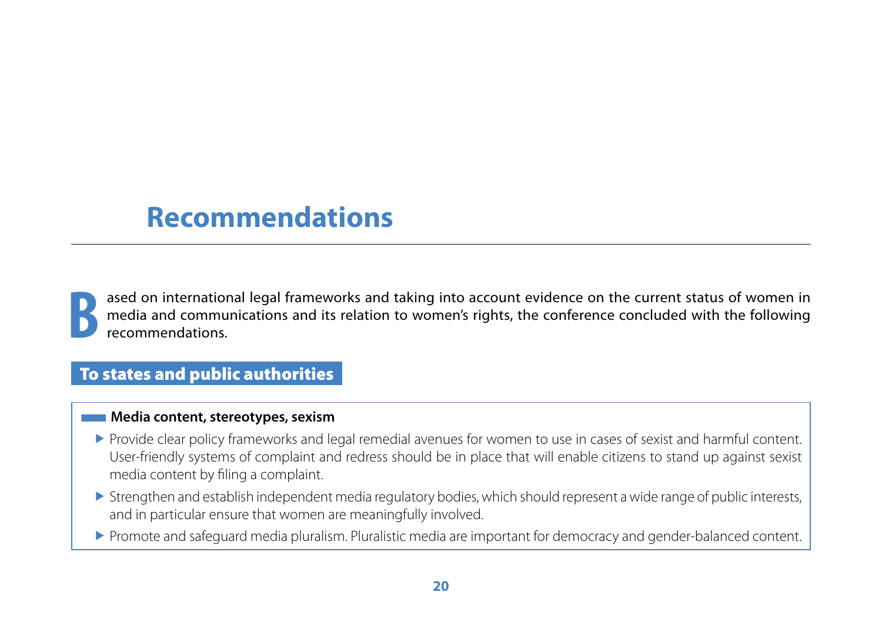# Recommendations

Based on international legal frameworks and taking into account evidence on the current status of women in media and communications and its relation to women's rights, the conference concluded with the following recommendations.

## To states and public authorities

### Media content, stereotypes, sexism

- Provide clear policy frameworks and legal remedial avenues for women to use in cases of sexist and harmful content. User-friendly systems of complaint and redress should be in place that will enable citizens to stand up against sexist media content by filing a complaint.
- Strengthen and establish independent media regulatory bodies, which should represent a wide range of public interests, and in particular ensure that women are meaningfully involved.
- Promote and safeguard media pluralism. Pluralistic media are important for democracy and gender-balanced content.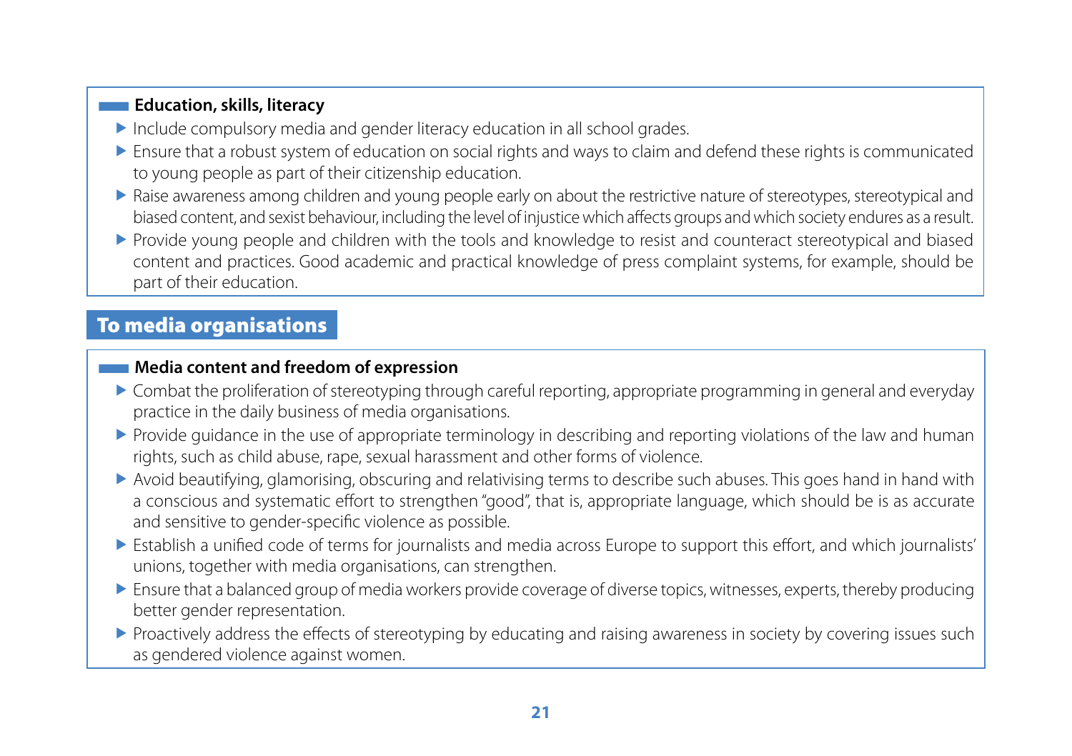#### Education, skills, literacy

- Include compulsory media and gender literacy education in all school grades.
- Ensure that a robust system of education on social rights and ways to claim and defend these rights is communicated to young people as part of their citizenship education.
- Raise awareness among children and young people early on about the restrictive nature of stereotypes, stereotypical and biased content, and sexist behaviour, including the level of injustice which affects groups and which society endures as a result.
- Provide young people and children with the tools and knowledge to resist and counteract stereotypical and biased content and practices. Good academic and practical knowledge of press complaint systems, for example, should be part of their education.

## To media organisations

#### Media content and freedom of expression

- Combat the proliferation of stereotyping through careful reporting, appropriate programming in general and everyday practice in the daily business of media organisations.
- Provide guidance in the use of appropriate terminology in describing and reporting violations of the law and human rights, such as child abuse, rape, sexual harassment and other forms of violence.
- Avoid beautifying, glamorising, obscuring and relativising terms to describe such abuses. This goes hand in hand with a conscious and systematic effort to strengthen "good", that is, appropriate language, which should be is as accurate and sensitive to gender-specific violence as possible.
- Establish a unified code of terms for journalists and media across Europe to support this effort, and which journalists' unions, together with media organisations, can strengthen.
- Ensure that a balanced group of media workers provide coverage of diverse topics, witnesses, experts, thereby producing better gender representation.
- Proactively address the effects of stereotyping by educating and raising awareness in society by covering issues such as gendered violence against women.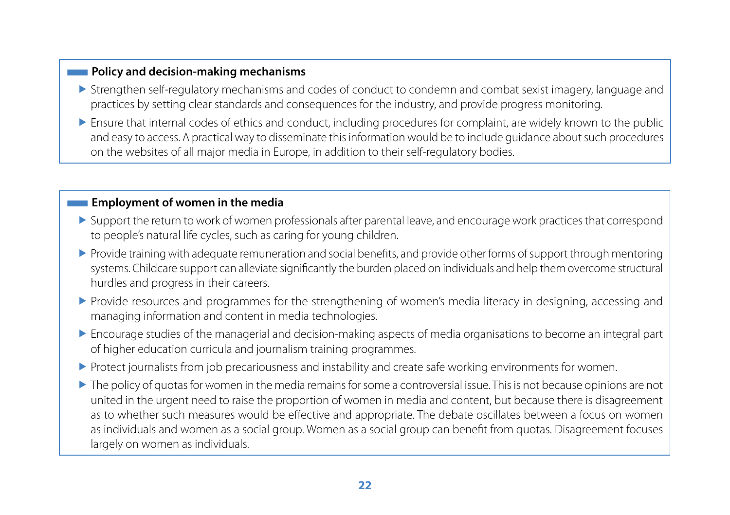### Policy and decision-making mechanisms

- Strengthen self-regulatory mechanisms and codes of conduct to condemn and combat sexist imagery, language and practices by setting clear standards and consequences for the industry, and provide progress monitoring.
- Ensure that internal codes of ethics and conduct, including procedures for complaint, are widely known to the public and easy to access. A practical way to disseminate this information would be to include guidance about such procedures on the websites of all major media in Europe, in addition to their self-regulatory bodies.

### Employment of women in the media

- Support the return to work of women professionals after parental leave, and encourage work practices that correspond to people's natural life cycles, such as caring for young children.
- Provide training with adequate remuneration and social benefits, and provide other forms of support through mentoring systems. Childcare support can alleviate significantly the burden placed on individuals and help them overcome structural hurdles and progress in their careers.
- Provide resources and programmes for the strengthening of women's media literacy in designing, accessing and managing information and content in media technologies.
- Encourage studies of the managerial and decision-making aspects of media organisations to become an integral part of higher education curricula and journalism training programmes.
- Protect journalists from job precariousness and instability and create safe working environments for women.
- The policy of quotas for women in the media remains for some a controversial issue. This is not because opinions are not united in the urgent need to raise the proportion of women in media and content, but because there is disagreement as to whether such measures would be effective and appropriate. The debate oscillates between a focus on women as individuals and women as a social group. Women as a social group can benefit from quotas. Disagreement focuses largely on women as individuals.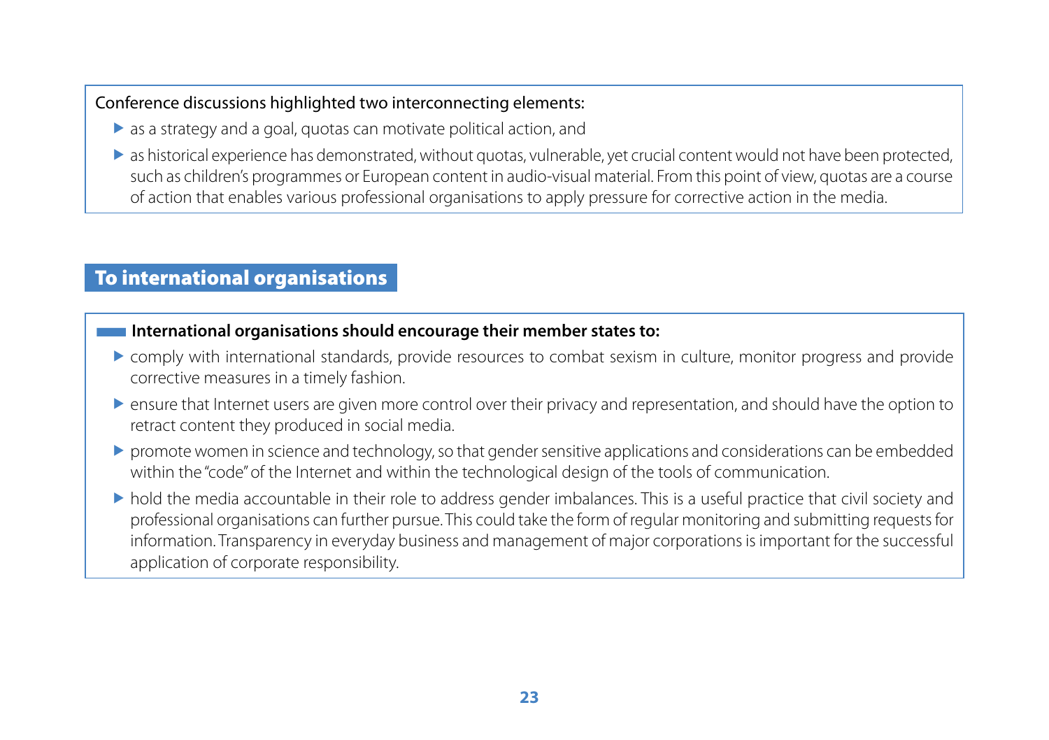Conference discussions highlighted two interconnecting elements:

- as a strategy and a goal, quotas can motivate political action, and
- as historical experience has demonstrated, without quotas, vulnerable, yet crucial content would not have been protected, such as children's programmes or European content in audio-visual material. From this point of view, quotas are a course of action that enables various professional organisations to apply pressure for corrective action in the media.

## To international organisations

**International organisations should encourage their member states to:**

- comply with international standards, provide resources to combat sexism in culture, monitor progress and provide corrective measures in a timely fashion.
- ensure that Internet users are given more control over their privacy and representation, and should have the option to retract content they produced in social media.
- promote women in science and technology, so that gender sensitive applications and considerations can be embedded within the "code" of the Internet and within the technological design of the tools of communication.
- hold the media accountable in their role to address gender imbalances. This is a useful practice that civil society and professional organisations can further pursue. This could take the form of regular monitoring and submitting requests for information. Transparency in everyday business and management of major corporations is important for the successful application of corporate responsibility.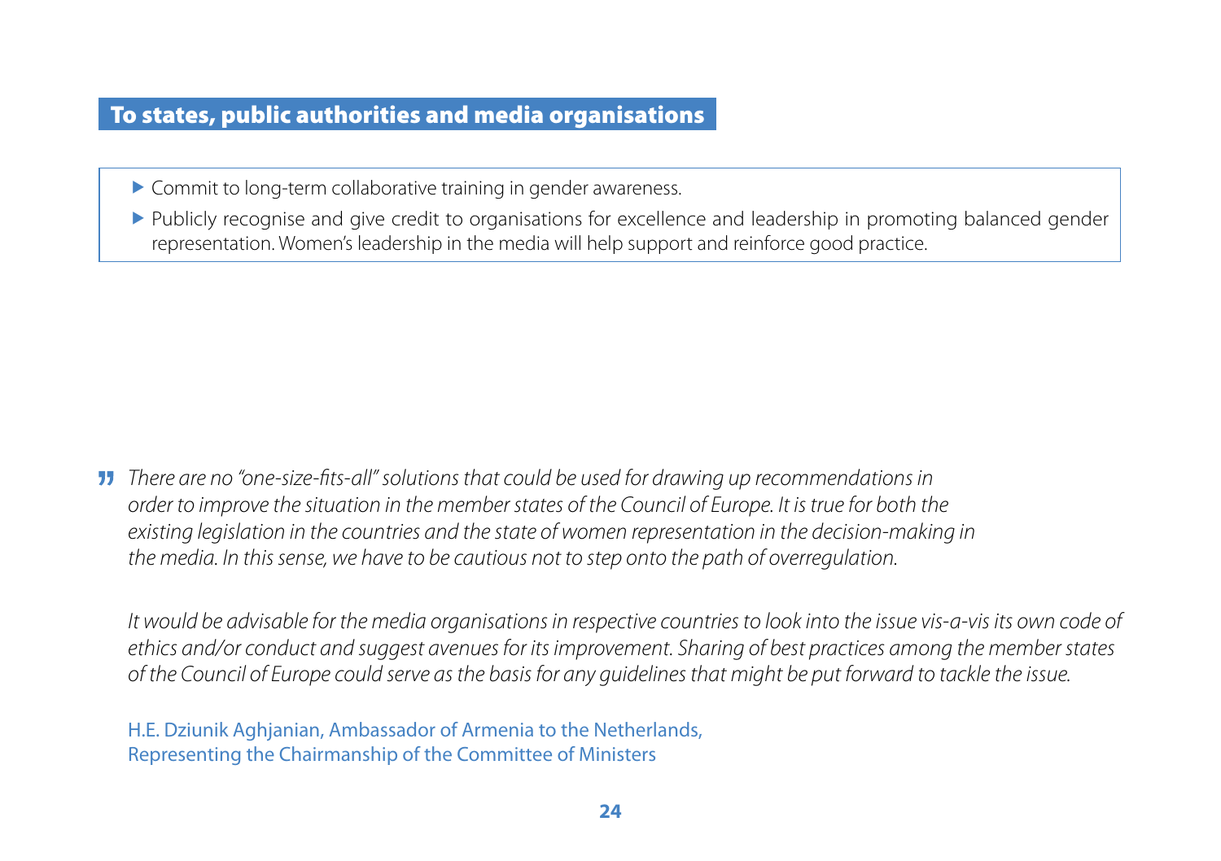## To states, public authorities and media organisations

- Commit to long-term collaborative training in gender awareness.
- Publicly recognise and give credit to organisations for excellence and leadership in promoting balanced gender representation. Women's leadership in the media will help support and reinforce good practice.

*There are no "one-size-fits-all" solutions that could be used for drawing up recommendations in order to improve the situation in the member states of the Council of Europe. It is true for both the existing legislation in the countries and the state of women representation in the decision-making in the media. In this sense, we have to be cautious not to step onto the path of overregulation.*

*It would be advisable for the media organisations in respective countries to look into the issue vis-a-vis its own code of ethics and/or conduct and suggest avenues for its improvement. Sharing of best practices among the member states of the Council of Europe could serve as the basis for any guidelines that might be put forward to tackle the issue.*

H.E. Dziunik Aghjanian, Ambassador of Armenia to the Netherlands,
Representing the Chairmanship of the Committee of Ministers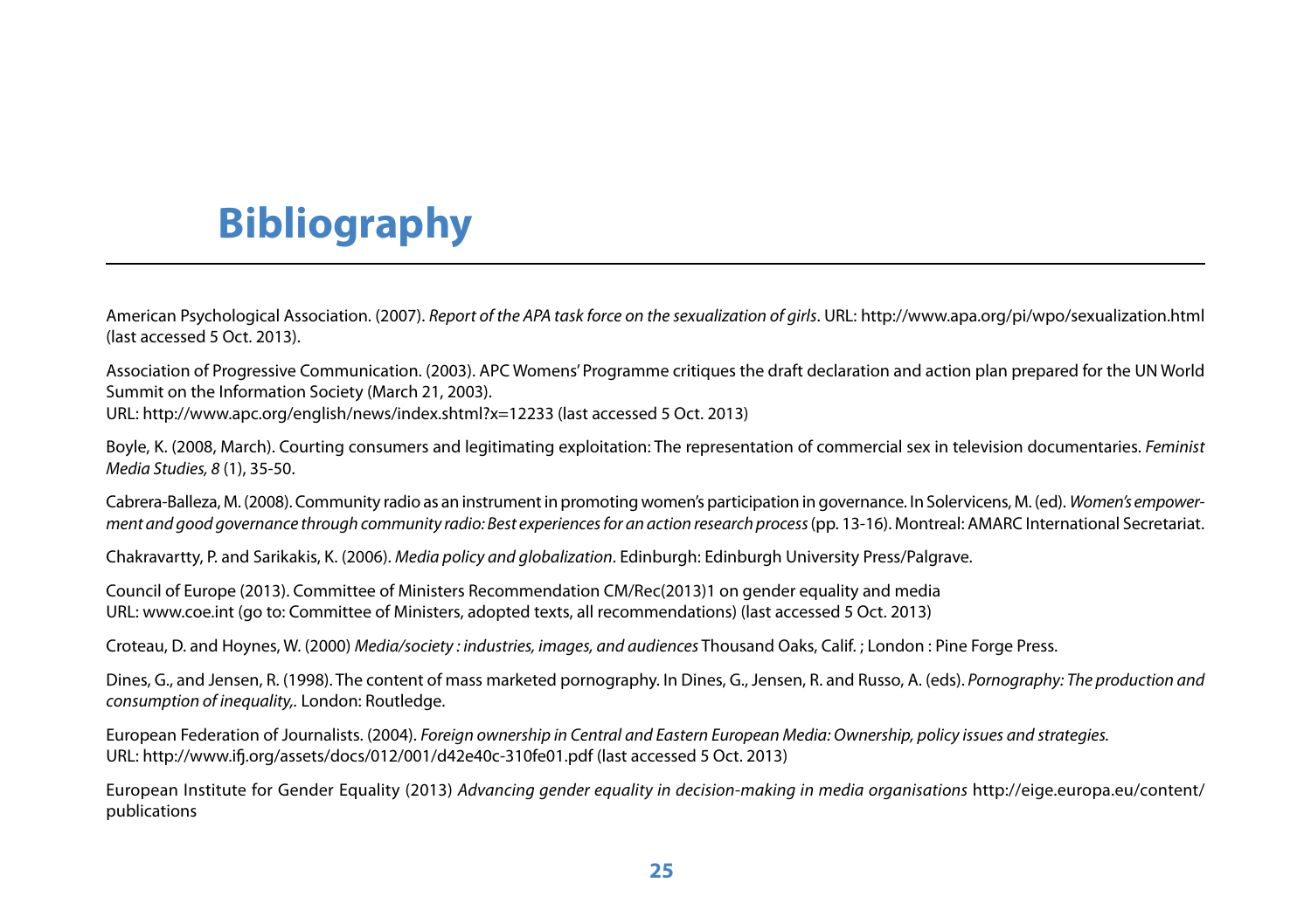# Bibliography

American Psychological Association. (2007). *Report of the APA task force on the sexualization of girls*. URL: http://www.apa.org/pi/wpo/sexualization.html (last accessed 5 Oct. 2013).

Association of Progressive Communication. (2003). APC Womens' Programme critiques the draft declaration and action plan prepared for the UN World Summit on the Information Society (March 21, 2003).
URL: http://www.apc.org/english/news/index.shtml?x=12233 (last accessed 5 Oct. 2013)

Boyle, K. (2008, March). Courting consumers and legitimating exploitation: The representation of commercial sex in television documentaries. *Feminist Media Studies, 8* (1), 35-50.

Cabrera-Balleza, M. (2008). Community radio as an instrument in promoting women's participation in governance. In Solervicens, M. (ed). *Women's empowerment and good governance through community radio: Best experiences for an action research process* (pp. 13-16). Montreal: AMARC International Secretariat.

Chakravartty, P. and Sarikakis, K. (2006). *Media policy and globalization*. Edinburgh: Edinburgh University Press/Palgrave.

Council of Europe (2013). Committee of Ministers Recommendation CM/Rec(2013)1 on gender equality and media
URL: www.coe.int (go to: Committee of Ministers, adopted texts, all recommendations) (last accessed 5 Oct. 2013)

Croteau, D. and Hoynes, W. (2000) *Media/society : industries, images, and audiences* Thousand Oaks, Calif. ; London : Pine Forge Press.

Dines, G., and Jensen, R. (1998). The content of mass marketed pornography. In Dines, G., Jensen, R. and Russo, A. (eds). *Pornography: The production and consumption of inequality,.* London: Routledge.

European Federation of Journalists. (2004). *Foreign ownership in Central and Eastern European Media: Ownership, policy issues and strategies.*
URL: http://www.ifj.org/assets/docs/012/001/d42e40c-310fe01.pdf (last accessed 5 Oct. 2013)

European Institute for Gender Equality (2013) *Advancing gender equality in decision-making in media organisations* http://eige.europa.eu/content/publications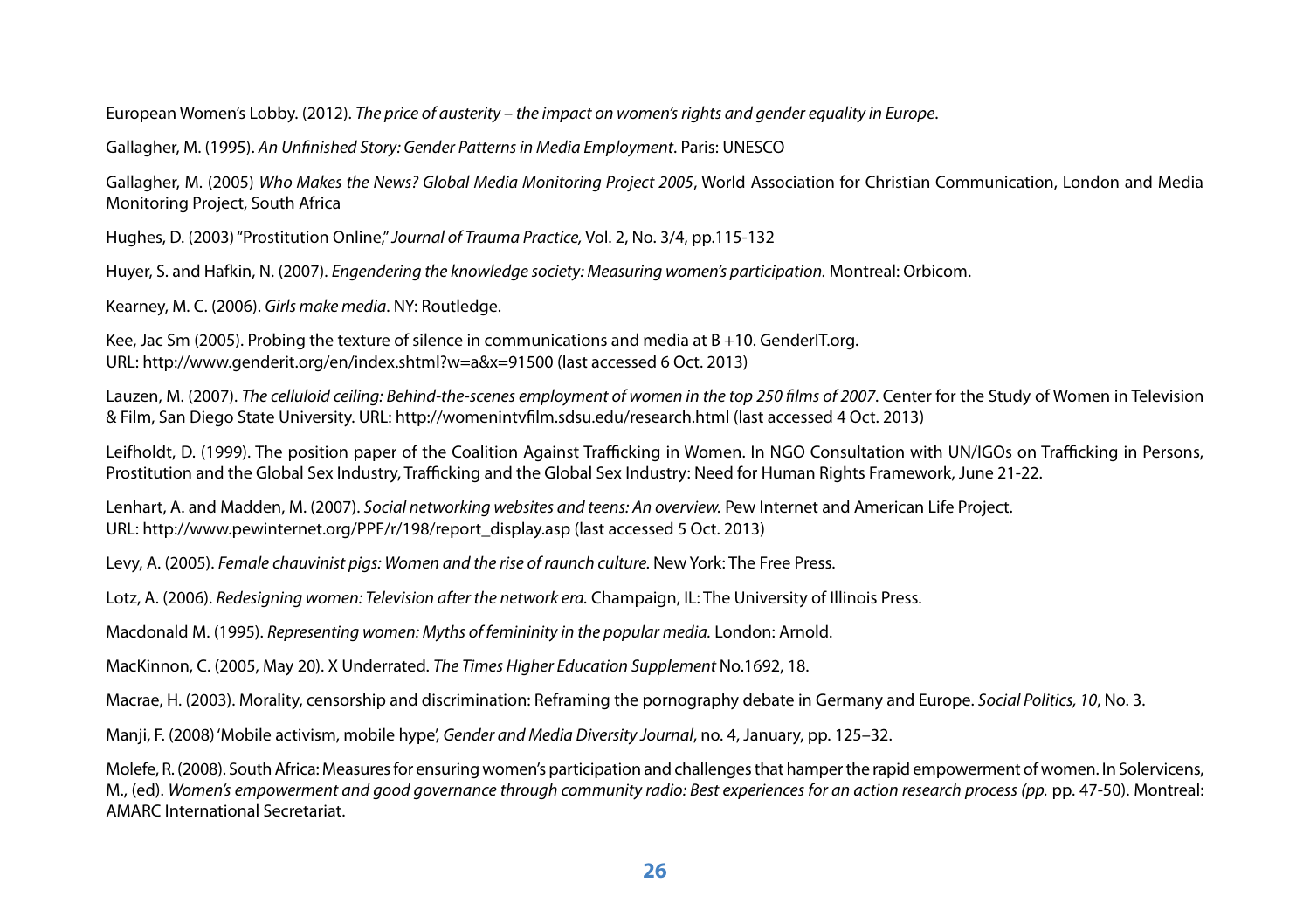European Women's Lobby. (2012). *The price of austerity – the impact on women's rights and gender equality in Europe*.

Gallagher, M. (1995). *An Unfinished Story: Gender Patterns in Media Employment*. Paris: UNESCO

Gallagher, M. (2005) *Who Makes the News? Global Media Monitoring Project 2005*, World Association for Christian Communication, London and Media Monitoring Project, South Africa

Hughes, D. (2003) "Prostitution Online," *Journal of Trauma Practice,* Vol. 2, No. 3/4, pp.115-132

Huyer, S. and Hafkin, N. (2007). *Engendering the knowledge society: Measuring women's participation.* Montreal: Orbicom.

Kearney, M. C. (2006). *Girls make media*. NY: Routledge.

Kee, Jac Sm (2005). Probing the texture of silence in communications and media at B +10. GenderIT.org. URL: http://www.genderit.org/en/index.shtml?w=a&x=91500 (last accessed 6 Oct. 2013)

Lauzen, M. (2007). *The celluloid ceiling: Behind-the-scenes employment of women in the top 250 films of 2007*. Center for the Study of Women in Television & Film, San Diego State University. URL: http://womenintvfilm.sdsu.edu/research.html (last accessed 4 Oct. 2013)

Leifholdt, D. (1999). The position paper of the Coalition Against Trafficking in Women. In NGO Consultation with UN/IGOs on Trafficking in Persons, Prostitution and the Global Sex Industry, Trafficking and the Global Sex Industry: Need for Human Rights Framework, June 21-22.

Lenhart, A. and Madden, M. (2007). *Social networking websites and teens: An overview.* Pew Internet and American Life Project. URL: http://www.pewinternet.org/PPF/r/198/report_display.asp (last accessed 5 Oct. 2013)

Levy, A. (2005). *Female chauvinist pigs: Women and the rise of raunch culture.* New York: The Free Press.

Lotz, A. (2006). *Redesigning women: Television after the network era.* Champaign, IL: The University of Illinois Press.

Macdonald M. (1995). *Representing women: Myths of femininity in the popular media.* London: Arnold.

MacKinnon, C. (2005, May 20). X Underrated. *The Times Higher Education Supplement* No.1692, 18.

Macrae, H. (2003). Morality, censorship and discrimination: Reframing the pornography debate in Germany and Europe. *Social Politics, 10*, No. 3.

Manji, F. (2008) 'Mobile activism, mobile hype', *Gender and Media Diversity Journal*, no. 4, January, pp. 125–32.

Molefe, R. (2008). South Africa: Measures for ensuring women's participation and challenges that hamper the rapid empowerment of women. In Solervicens, M., (ed). *Women's empowerment and good governance through community radio: Best experiences for an action research process (pp.* pp. 47-50). Montreal: AMARC International Secretariat.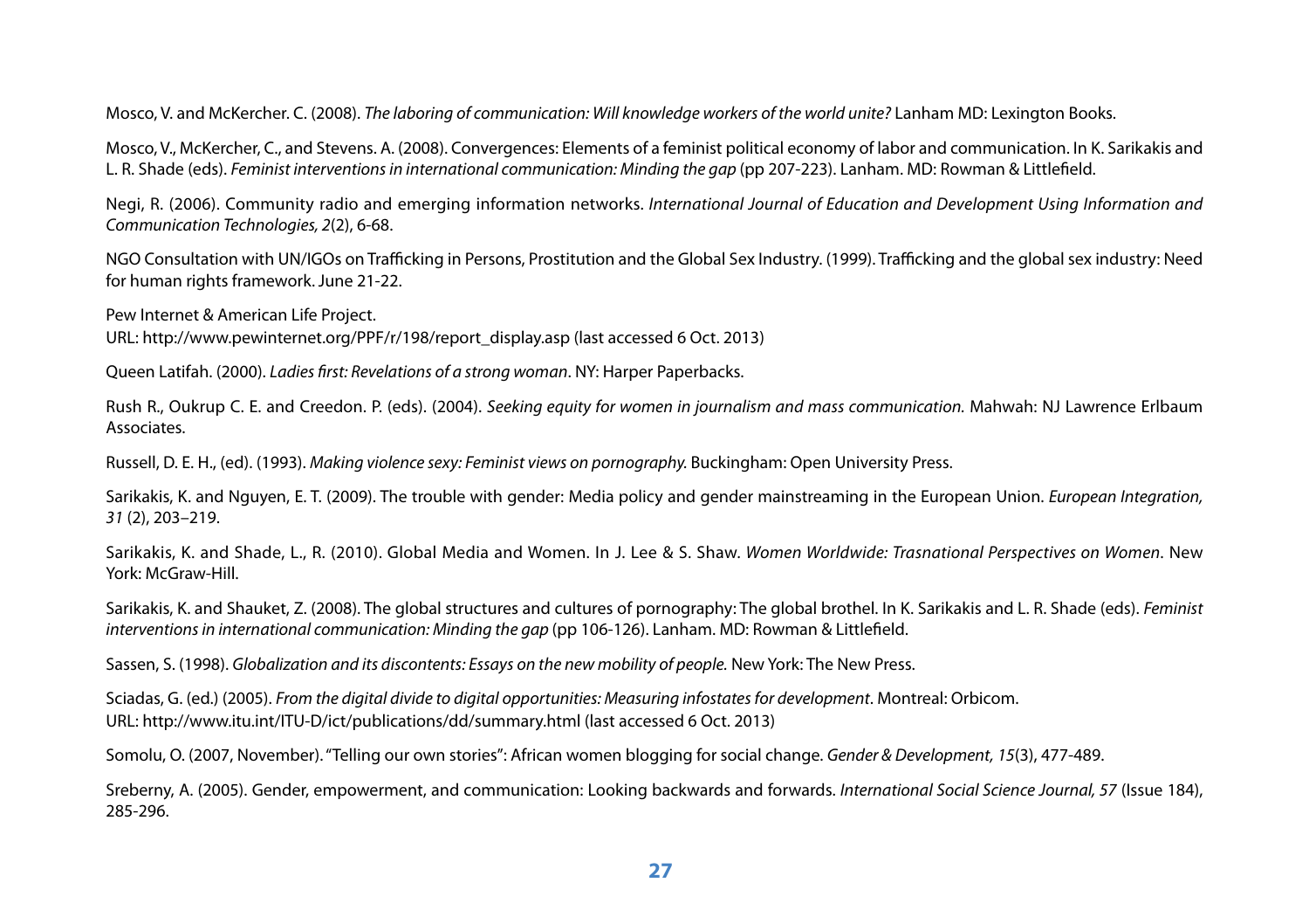Mosco, V. and McKercher. C. (2008). *The laboring of communication: Will knowledge workers of the world unite?* Lanham MD: Lexington Books.

Mosco, V., McKercher, C., and Stevens. A. (2008). Convergences: Elements of a feminist political economy of labor and communication. In K. Sarikakis and L. R. Shade (eds). *Feminist interventions in international communication: Minding the gap* (pp 207-223). Lanham. MD: Rowman & Littlefield.

Negi, R. (2006). Community radio and emerging information networks. *International Journal of Education and Development Using Information and Communication Technologies, 2*(2), 6-68.

NGO Consultation with UN/IGOs on Trafficking in Persons, Prostitution and the Global Sex Industry. (1999). Trafficking and the global sex industry: Need for human rights framework. June 21-22.

Pew Internet & American Life Project.
URL: http://www.pewinternet.org/PPF/r/198/report_display.asp (last accessed 6 Oct. 2013)

Queen Latifah. (2000). *Ladies first: Revelations of a strong woman*. NY: Harper Paperbacks.

Rush R., Oukrup C. E. and Creedon. P. (eds). (2004). *Seeking equity for women in journalism and mass communication.* Mahwah: NJ Lawrence Erlbaum Associates.

Russell, D. E. H., (ed). (1993). *Making violence sexy: Feminist views on pornography.* Buckingham: Open University Press.

Sarikakis, K. and Nguyen, E. T. (2009). The trouble with gender: Media policy and gender mainstreaming in the European Union. *European Integration, 31* (2), 203–219.

Sarikakis, K. and Shade, L., R. (2010). Global Media and Women. In J. Lee & S. Shaw. *Women Worldwide: Trasnational Perspectives on Women*. New York: McGraw-Hill.

Sarikakis, K. and Shauket, Z. (2008). The global structures and cultures of pornography: The global brothel. In K. Sarikakis and L. R. Shade (eds). *Feminist interventions in international communication: Minding the gap* (pp 106-126). Lanham. MD: Rowman & Littlefield.

Sassen, S. (1998). *Globalization and its discontents: Essays on the new mobility of people.* New York: The New Press.

Sciadas, G. (ed.) (2005). *From the digital divide to digital opportunities: Measuring infostates for development*. Montreal: Orbicom.
URL: http://www.itu.int/ITU-D/ict/publications/dd/summary.html (last accessed 6 Oct. 2013)

Somolu, O. (2007, November). "Telling our own stories": African women blogging for social change. *Gender & Development, 15*(3), 477-489.

Sreberny, A. (2005). Gender, empowerment, and communication: Looking backwards and forwards. *International Social Science Journal, 57* (Issue 184), 285-296.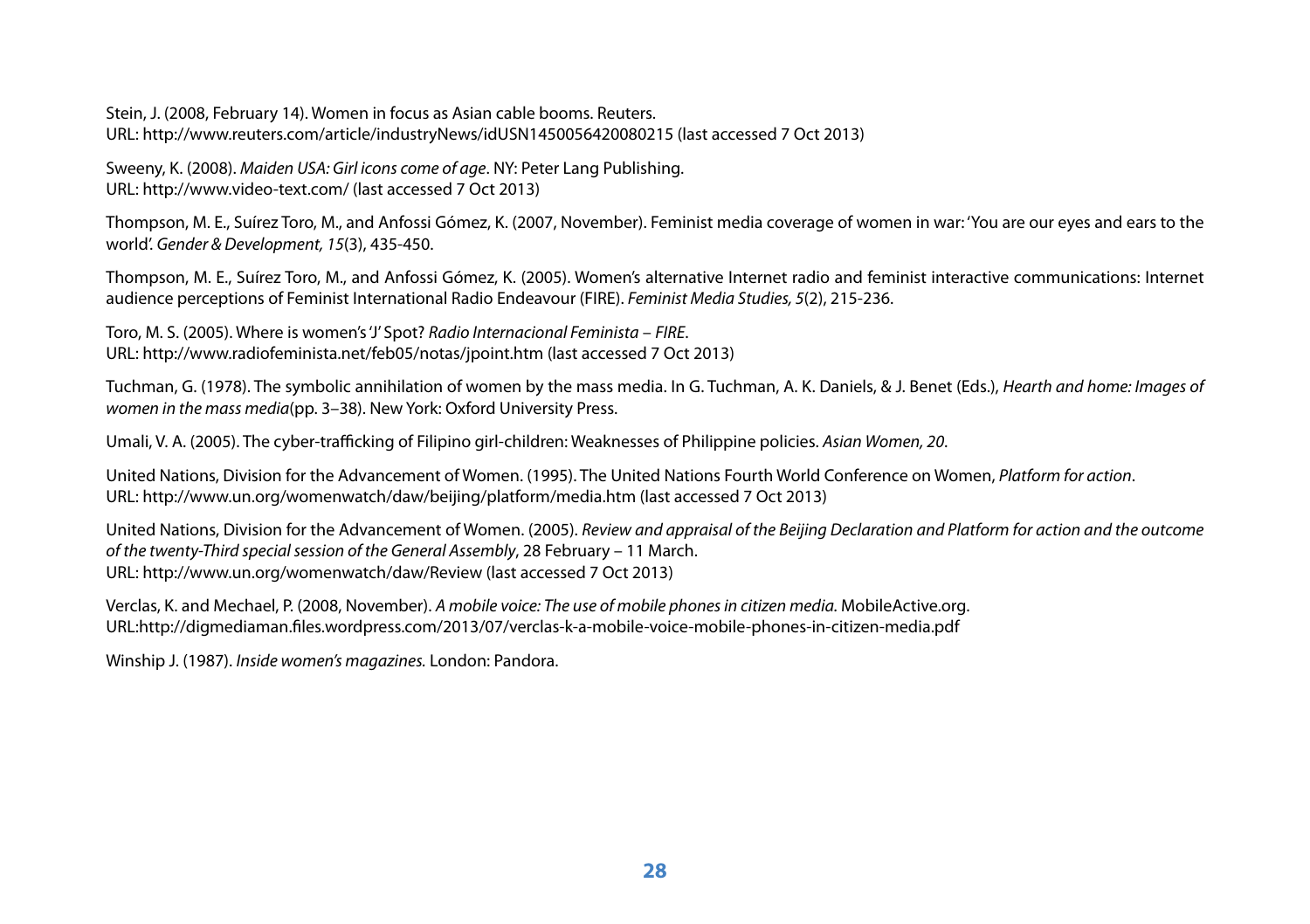Stein, J. (2008, February 14). Women in focus as Asian cable booms. Reuters.
URL: http://www.reuters.com/article/industryNews/idUSN1450056420080215 (last accessed 7 Oct 2013)

Sweeny, K. (2008). *Maiden USA: Girl icons come of age*. NY: Peter Lang Publishing.
URL: http://www.video-text.com/ (last accessed 7 Oct 2013)

Thompson, M. E., Suírez Toro, M., and Anfossi Gómez, K. (2007, November). Feminist media coverage of women in war: 'You are our eyes and ears to the world'. *Gender & Development, 15*(3), 435-450.

Thompson, M. E., Suírez Toro, M., and Anfossi Gómez, K. (2005). Women's alternative Internet radio and feminist interactive communications: Internet audience perceptions of Feminist International Radio Endeavour (FIRE). *Feminist Media Studies, 5*(2), 215-236.

Toro, M. S. (2005). Where is women's 'J' Spot? *Radio Internacional Feminista – FIRE*.
URL: http://www.radiofeminista.net/feb05/notas/jpoint.htm (last accessed 7 Oct 2013)

Tuchman, G. (1978). The symbolic annihilation of women by the mass media. In G. Tuchman, A. K. Daniels, & J. Benet (Eds.), *Hearth and home: Images of women in the mass media*(pp. 3–38). New York: Oxford University Press.

Umali, V. A. (2005). The cyber-trafficking of Filipino girl-children: Weaknesses of Philippine policies. *Asian Women, 20*.

United Nations, Division for the Advancement of Women. (1995). The United Nations Fourth World Conference on Women, *Platform for action*.
URL: http://www.un.org/womenwatch/daw/beijing/platform/media.htm (last accessed 7 Oct 2013)

United Nations, Division for the Advancement of Women. (2005). *Review and appraisal of the Beijing Declaration and Platform for action and the outcome of the twenty-Third special session of the General Assembly*, 28 February – 11 March.
URL: http://www.un.org/womenwatch/daw/Review (last accessed 7 Oct 2013)

Verclas, K. and Mechael, P. (2008, November). *A mobile voice: The use of mobile phones in citizen media.* MobileActive.org.
URL:http://digmediaman.files.wordpress.com/2013/07/verclas-k-a-mobile-voice-mobile-phones-in-citizen-media.pdf

Winship J. (1987). *Inside women's magazines.* London: Pandora.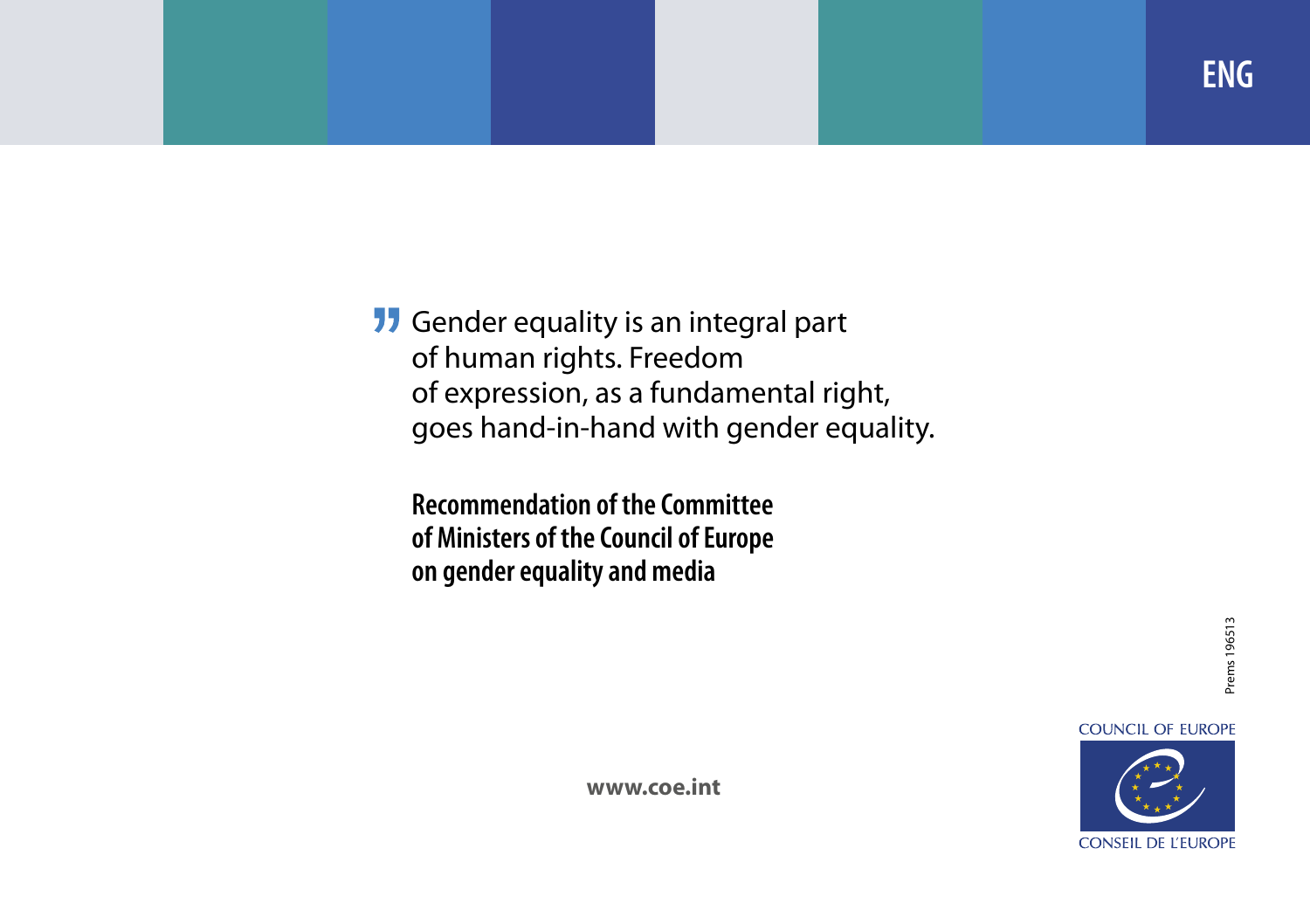ENG

> Gender equality is an integral part of human rights. Freedom of expression, as a fundamental right, goes hand-in-hand with gender equality.

**Recommendation of the Committee of Ministers of the Council of Europe on gender equality and media**

Prems 196513

www.coe.int

COUNCIL OF EUROPE

CONSEIL DE L'EUROPE